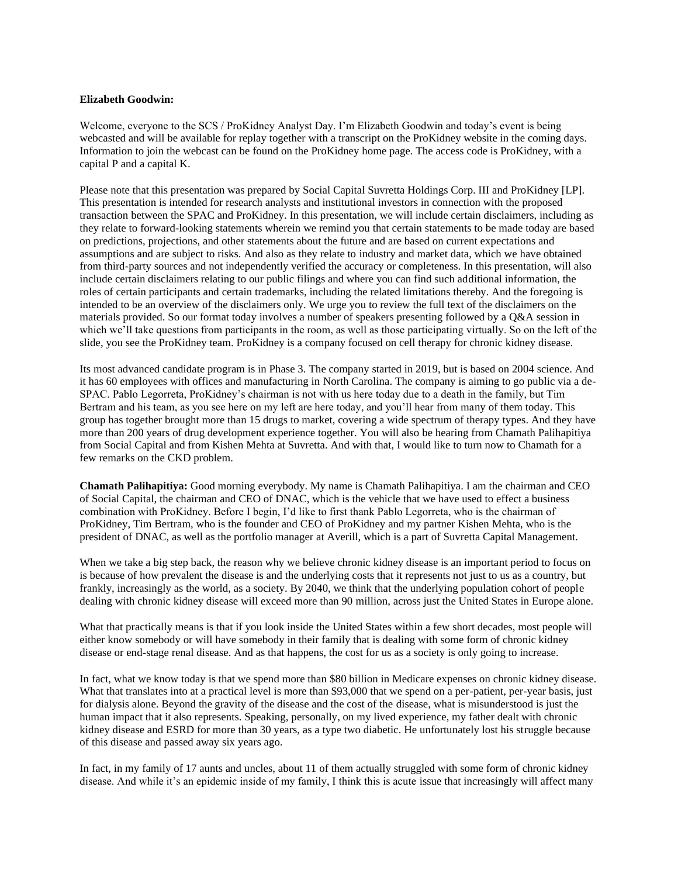**Elizabeth Goodwin:**

Welcome, everyone to the SCS / ProKidney Analyst Day. I'm Elizabeth Goodwin and today's event is being webcasted and will be available for replay together with a transcript on the ProKidney website in the coming days. Information to join the webcast can be found on the ProKidney home page. The access code is ProKidney, with a capital P and a capital K.

Please note that this presentation was prepared by Social Capital Suvretta Holdings Corp. III and ProKidney [LP]. This presentation is intended for research analysts and institutional investors in connection with the proposed transaction between the SPAC and ProKidney. In this presentation, we will include certain disclaimers, including as they relate to forward-looking statements wherein we remind you that certain statements to be made today are based on predictions, projections, and other statements about the future and are based on current expectations and assumptions and are subject to risks. And also as they relate to industry and market data, which we have obtained from third-party sources and not independently verified the accuracy or completeness. In this presentation, will also include certain disclaimers relating to our public filings and where you can find such additional information, the roles of certain participants and certain trademarks, including the related limitations thereby. And the foregoing is intended to be an overview of the disclaimers only. We urge you to review the full text of the disclaimers on the materials provided. So our format today involves a number of speakers presenting followed by a Q&A session in which we'll take questions from participants in the room, as well as those participating virtually. So on the left of the slide, you see the ProKidney team. ProKidney is a company focused on cell therapy for chronic kidney disease.

Its most advanced candidate program is in Phase 3. The company started in 2019, but is based on 2004 science. And it has 60 employees with offices and manufacturing in North Carolina. The company is aiming to go public via a de-SPAC. Pablo Legorreta, ProKidney's chairman is not with us here today due to a death in the family, but Tim Bertram and his team, as you see here on my left are here today, and you'll hear from many of them today. This group has together brought more than 15 drugs to market, covering a wide spectrum of therapy types. And they have more than 200 years of drug development experience together. You will also be hearing from Chamath Palihapitiya from Social Capital and from Kishen Mehta at Suvretta. And with that, I would like to turn now to Chamath for a few remarks on the CKD problem.

**Chamath Palihapitiya:** Good morning everybody. My name is Chamath Palihapitiya. I am the chairman and CEO of Social Capital, the chairman and CEO of DNAC, which is the vehicle that we have used to effect a business combination with ProKidney. Before I begin, I'd like to first thank Pablo Legorreta, who is the chairman of ProKidney, Tim Bertram, who is the founder and CEO of ProKidney and my partner Kishen Mehta, who is the president of DNAC, as well as the portfolio manager at Averill, which is a part of Suvretta Capital Management.

When we take a big step back, the reason why we believe chronic kidney disease is an important period to focus on is because of how prevalent the disease is and the underlying costs that it represents not just to us as a country, but frankly, increasingly as the world, as a society. By 2040, we think that the underlying population cohort of people dealing with chronic kidney disease will exceed more than 90 million, across just the United States in Europe alone.

What that practically means is that if you look inside the United States within a few short decades, most people will either know somebody or will have somebody in their family that is dealing with some form of chronic kidney disease or end-stage renal disease. And as that happens, the cost for us as a society is only going to increase.

In fact, what we know today is that we spend more than $80 billion in Medicare expenses on chronic kidney disease. What that translates into at a practical level is more than $93,000 that we spend on a per-patient, per-year basis, just for dialysis alone. Beyond the gravity of the disease and the cost of the disease, what is misunderstood is just the human impact that it also represents. Speaking, personally, on my lived experience, my father dealt with chronic kidney disease and ESRD for more than 30 years, as a type two diabetic. He unfortunately lost his struggle because of this disease and passed away six years ago.

In fact, in my family of 17 aunts and uncles, about 11 of them actually struggled with some form of chronic kidney disease. And while it's an epidemic inside of my family, I think this is acute issue that increasingly will affect many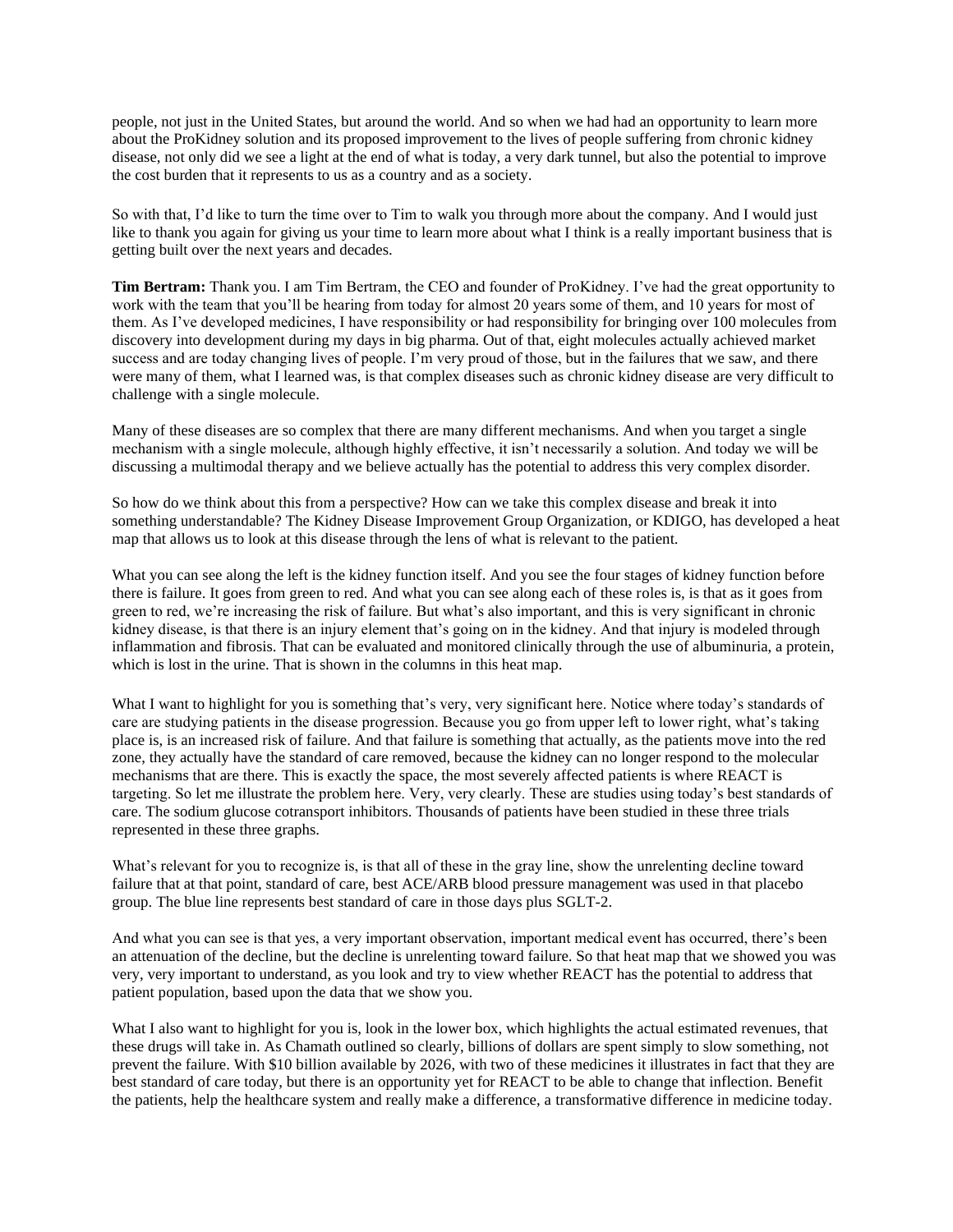people, not just in the United States, but around the world. And so when we had had an opportunity to learn more about the ProKidney solution and its proposed improvement to the lives of people suffering from chronic kidney disease, not only did we see a light at the end of what is today, a very dark tunnel, but also the potential to improve the cost burden that it represents to us as a country and as a society.

So with that, I'd like to turn the time over to Tim to walk you through more about the company. And I would just like to thank you again for giving us your time to learn more about what I think is a really important business that is getting built over the next years and decades.

**Tim Bertram:** Thank you. I am Tim Bertram, the CEO and founder of ProKidney. I've had the great opportunity to work with the team that you'll be hearing from today for almost 20 years some of them, and 10 years for most of them. As I've developed medicines, I have responsibility or had responsibility for bringing over 100 molecules from discovery into development during my days in big pharma. Out of that, eight molecules actually achieved market success and are today changing lives of people. I'm very proud of those, but in the failures that we saw, and there were many of them, what I learned was, is that complex diseases such as chronic kidney disease are very difficult to challenge with a single molecule.

Many of these diseases are so complex that there are many different mechanisms. And when you target a single mechanism with a single molecule, although highly effective, it isn't necessarily a solution. And today we will be discussing a multimodal therapy and we believe actually has the potential to address this very complex disorder.

So how do we think about this from a perspective? How can we take this complex disease and break it into something understandable? The Kidney Disease Improvement Group Organization, or KDIGO, has developed a heat map that allows us to look at this disease through the lens of what is relevant to the patient.

What you can see along the left is the kidney function itself. And you see the four stages of kidney function before there is failure. It goes from green to red. And what you can see along each of these roles is, is that as it goes from green to red, we're increasing the risk of failure. But what's also important, and this is very significant in chronic kidney disease, is that there is an injury element that's going on in the kidney. And that injury is modeled through inflammation and fibrosis. That can be evaluated and monitored clinically through the use of albuminuria, a protein, which is lost in the urine. That is shown in the columns in this heat map.

What I want to highlight for you is something that's very, very significant here. Notice where today's standards of care are studying patients in the disease progression. Because you go from upper left to lower right, what's taking place is, is an increased risk of failure. And that failure is something that actually, as the patients move into the red zone, they actually have the standard of care removed, because the kidney can no longer respond to the molecular mechanisms that are there. This is exactly the space, the most severely affected patients is where REACT is targeting. So let me illustrate the problem here. Very, very clearly. These are studies using today's best standards of care. The sodium glucose cotransport inhibitors. Thousands of patients have been studied in these three trials represented in these three graphs.

What's relevant for you to recognize is, is that all of these in the gray line, show the unrelenting decline toward failure that at that point, standard of care, best ACE/ARB blood pressure management was used in that placebo group. The blue line represents best standard of care in those days plus SGLT-2.

And what you can see is that yes, a very important observation, important medical event has occurred, there's been an attenuation of the decline, but the decline is unrelenting toward failure. So that heat map that we showed you was very, very important to understand, as you look and try to view whether REACT has the potential to address that patient population, based upon the data that we show you.

What I also want to highlight for you is, look in the lower box, which highlights the actual estimated revenues, that these drugs will take in. As Chamath outlined so clearly, billions of dollars are spent simply to slow something, not prevent the failure. With $10 billion available by 2026, with two of these medicines it illustrates in fact that they are best standard of care today, but there is an opportunity yet for REACT to be able to change that inflection. Benefit the patients, help the healthcare system and really make a difference, a transformative difference in medicine today.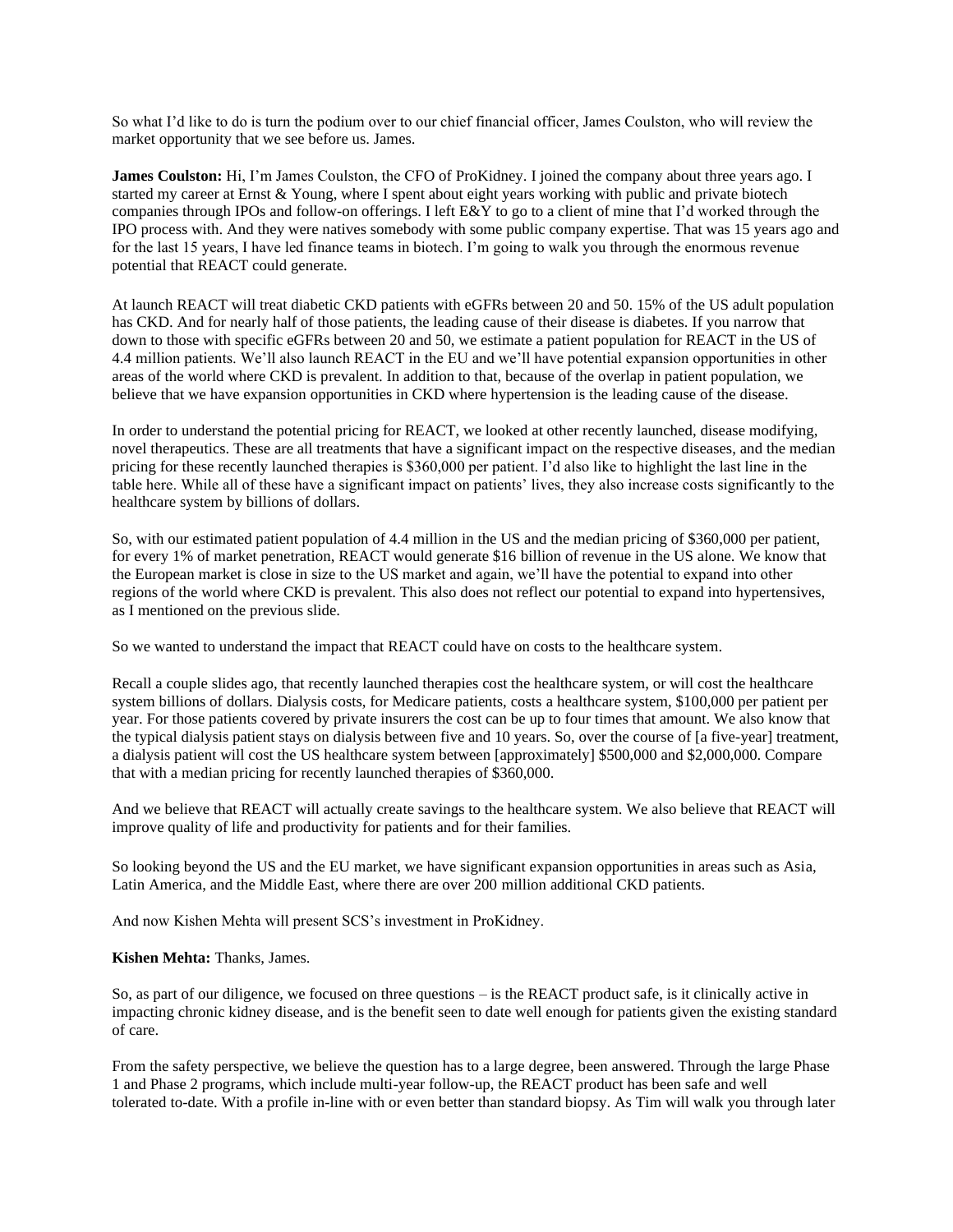So what I'd like to do is turn the podium over to our chief financial officer, James Coulston, who will review the market opportunity that we see before us. James.

**James Coulston:** Hi, I'm James Coulston, the CFO of ProKidney. I joined the company about three years ago. I started my career at Ernst & Young, where I spent about eight years working with public and private biotech companies through IPOs and follow-on offerings. I left E&Y to go to a client of mine that I'd worked through the IPO process with. And they were natives somebody with some public company expertise. That was 15 years ago and for the last 15 years, I have led finance teams in biotech. I'm going to walk you through the enormous revenue potential that REACT could generate.

At launch REACT will treat diabetic CKD patients with eGFRs between 20 and 50. 15% of the US adult population has CKD. And for nearly half of those patients, the leading cause of their disease is diabetes. If you narrow that down to those with specific eGFRs between 20 and 50, we estimate a patient population for REACT in the US of 4.4 million patients. We'll also launch REACT in the EU and we'll have potential expansion opportunities in other areas of the world where CKD is prevalent. In addition to that, because of the overlap in patient population, we believe that we have expansion opportunities in CKD where hypertension is the leading cause of the disease.

In order to understand the potential pricing for REACT, we looked at other recently launched, disease modifying, novel therapeutics. These are all treatments that have a significant impact on the respective diseases, and the median pricing for these recently launched therapies is $360,000 per patient. I'd also like to highlight the last line in the table here. While all of these have a significant impact on patients' lives, they also increase costs significantly to the healthcare system by billions of dollars.

So, with our estimated patient population of 4.4 million in the US and the median pricing of $360,000 per patient, for every 1% of market penetration, REACT would generate $16 billion of revenue in the US alone. We know that the European market is close in size to the US market and again, we'll have the potential to expand into other regions of the world where CKD is prevalent. This also does not reflect our potential to expand into hypertensives, as I mentioned on the previous slide.

So we wanted to understand the impact that REACT could have on costs to the healthcare system.

Recall a couple slides ago, that recently launched therapies cost the healthcare system, or will cost the healthcare system billions of dollars. Dialysis costs, for Medicare patients, costs a healthcare system, $100,000 per patient per year. For those patients covered by private insurers the cost can be up to four times that amount. We also know that the typical dialysis patient stays on dialysis between five and 10 years. So, over the course of [a five-year] treatment, a dialysis patient will cost the US healthcare system between [approximately] $500,000 and $2,000,000. Compare that with a median pricing for recently launched therapies of $360,000.

And we believe that REACT will actually create savings to the healthcare system. We also believe that REACT will improve quality of life and productivity for patients and for their families.

So looking beyond the US and the EU market, we have significant expansion opportunities in areas such as Asia, Latin America, and the Middle East, where there are over 200 million additional CKD patients.

And now Kishen Mehta will present SCS's investment in ProKidney.

**Kishen Mehta:** Thanks, James.

So, as part of our diligence, we focused on three questions – is the REACT product safe, is it clinically active in impacting chronic kidney disease, and is the benefit seen to date well enough for patients given the existing standard of care.

From the safety perspective, we believe the question has to a large degree, been answered. Through the large Phase 1 and Phase 2 programs, which include multi-year follow-up, the REACT product has been safe and well tolerated to-date. With a profile in-line with or even better than standard biopsy. As Tim will walk you through later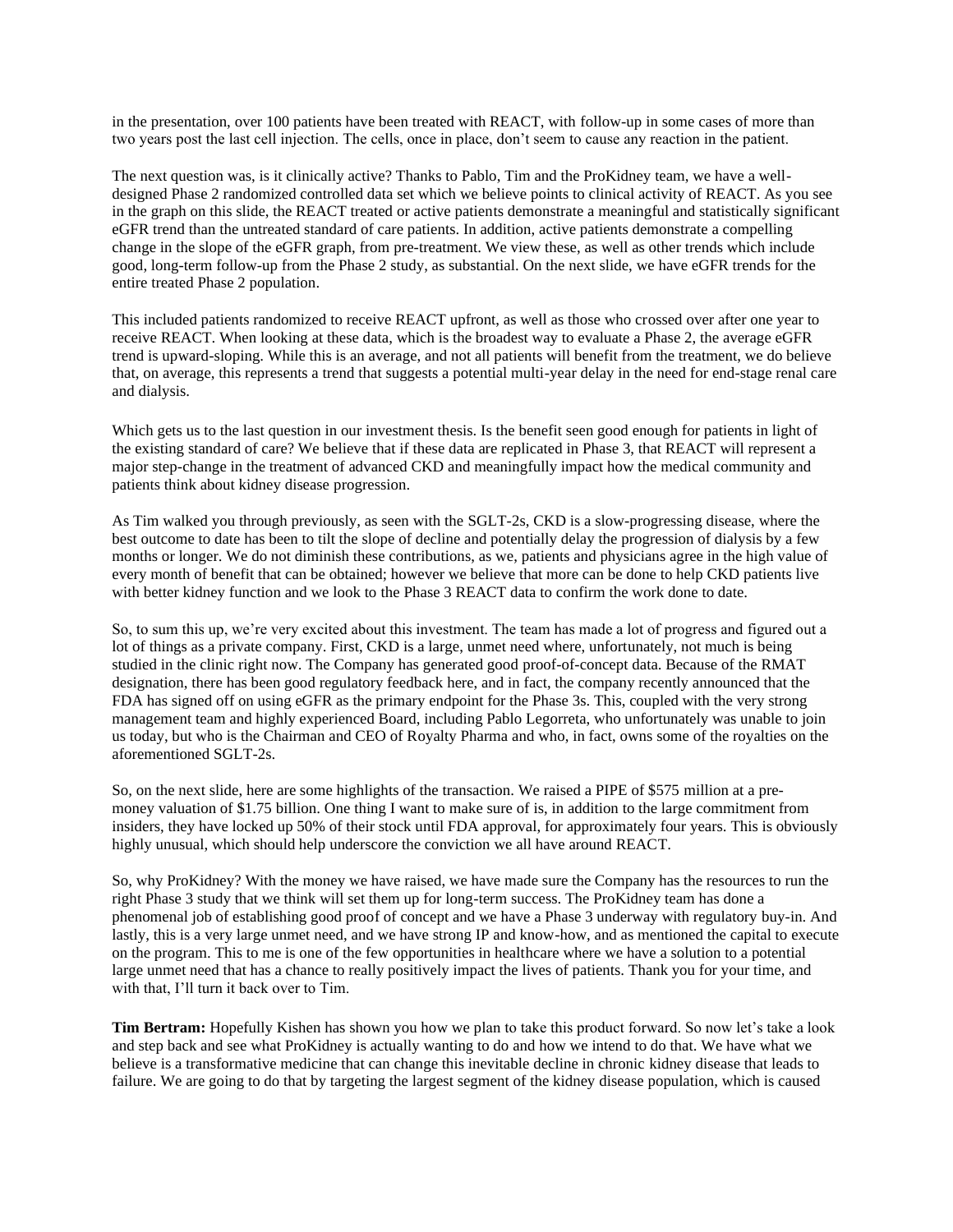in the presentation, over 100 patients have been treated with REACT, with follow-up in some cases of more than two years post the last cell injection. The cells, once in place, don't seem to cause any reaction in the patient.

The next question was, is it clinically active? Thanks to Pablo, Tim and the ProKidney team, we have a well-designed Phase 2 randomized controlled data set which we believe points to clinical activity of REACT. As you see in the graph on this slide, the REACT treated or active patients demonstrate a meaningful and statistically significant eGFR trend than the untreated standard of care patients. In addition, active patients demonstrate a compelling change in the slope of the eGFR graph, from pre-treatment. We view these, as well as other trends which include good, long-term follow-up from the Phase 2 study, as substantial. On the next slide, we have eGFR trends for the entire treated Phase 2 population.

This included patients randomized to receive REACT upfront, as well as those who crossed over after one year to receive REACT. When looking at these data, which is the broadest way to evaluate a Phase 2, the average eGFR trend is upward-sloping. While this is an average, and not all patients will benefit from the treatment, we do believe that, on average, this represents a trend that suggests a potential multi-year delay in the need for end-stage renal care and dialysis.

Which gets us to the last question in our investment thesis. Is the benefit seen good enough for patients in light of the existing standard of care? We believe that if these data are replicated in Phase 3, that REACT will represent a major step-change in the treatment of advanced CKD and meaningfully impact how the medical community and patients think about kidney disease progression.

As Tim walked you through previously, as seen with the SGLT-2s, CKD is a slow-progressing disease, where the best outcome to date has been to tilt the slope of decline and potentially delay the progression of dialysis by a few months or longer. We do not diminish these contributions, as we, patients and physicians agree in the high value of every month of benefit that can be obtained; however we believe that more can be done to help CKD patients live with better kidney function and we look to the Phase 3 REACT data to confirm the work done to date.

So, to sum this up, we're very excited about this investment. The team has made a lot of progress and figured out a lot of things as a private company. First, CKD is a large, unmet need where, unfortunately, not much is being studied in the clinic right now. The Company has generated good proof-of-concept data. Because of the RMAT designation, there has been good regulatory feedback here, and in fact, the company recently announced that the FDA has signed off on using eGFR as the primary endpoint for the Phase 3s. This, coupled with the very strong management team and highly experienced Board, including Pablo Legorreta, who unfortunately was unable to join us today, but who is the Chairman and CEO of Royalty Pharma and who, in fact, owns some of the royalties on the aforementioned SGLT-2s.

So, on the next slide, here are some highlights of the transaction. We raised a PIPE of $575 million at a pre-money valuation of $1.75 billion. One thing I want to make sure of is, in addition to the large commitment from insiders, they have locked up 50% of their stock until FDA approval, for approximately four years. This is obviously highly unusual, which should help underscore the conviction we all have around REACT.

So, why ProKidney? With the money we have raised, we have made sure the Company has the resources to run the right Phase 3 study that we think will set them up for long-term success. The ProKidney team has done a phenomenal job of establishing good proof of concept and we have a Phase 3 underway with regulatory buy-in. And lastly, this is a very large unmet need, and we have strong IP and know-how, and as mentioned the capital to execute on the program. This to me is one of the few opportunities in healthcare where we have a solution to a potential large unmet need that has a chance to really positively impact the lives of patients. Thank you for your time, and with that, I'll turn it back over to Tim.

**Tim Bertram:** Hopefully Kishen has shown you how we plan to take this product forward. So now let's take a look and step back and see what ProKidney is actually wanting to do and how we intend to do that. We have what we believe is a transformative medicine that can change this inevitable decline in chronic kidney disease that leads to failure. We are going to do that by targeting the largest segment of the kidney disease population, which is caused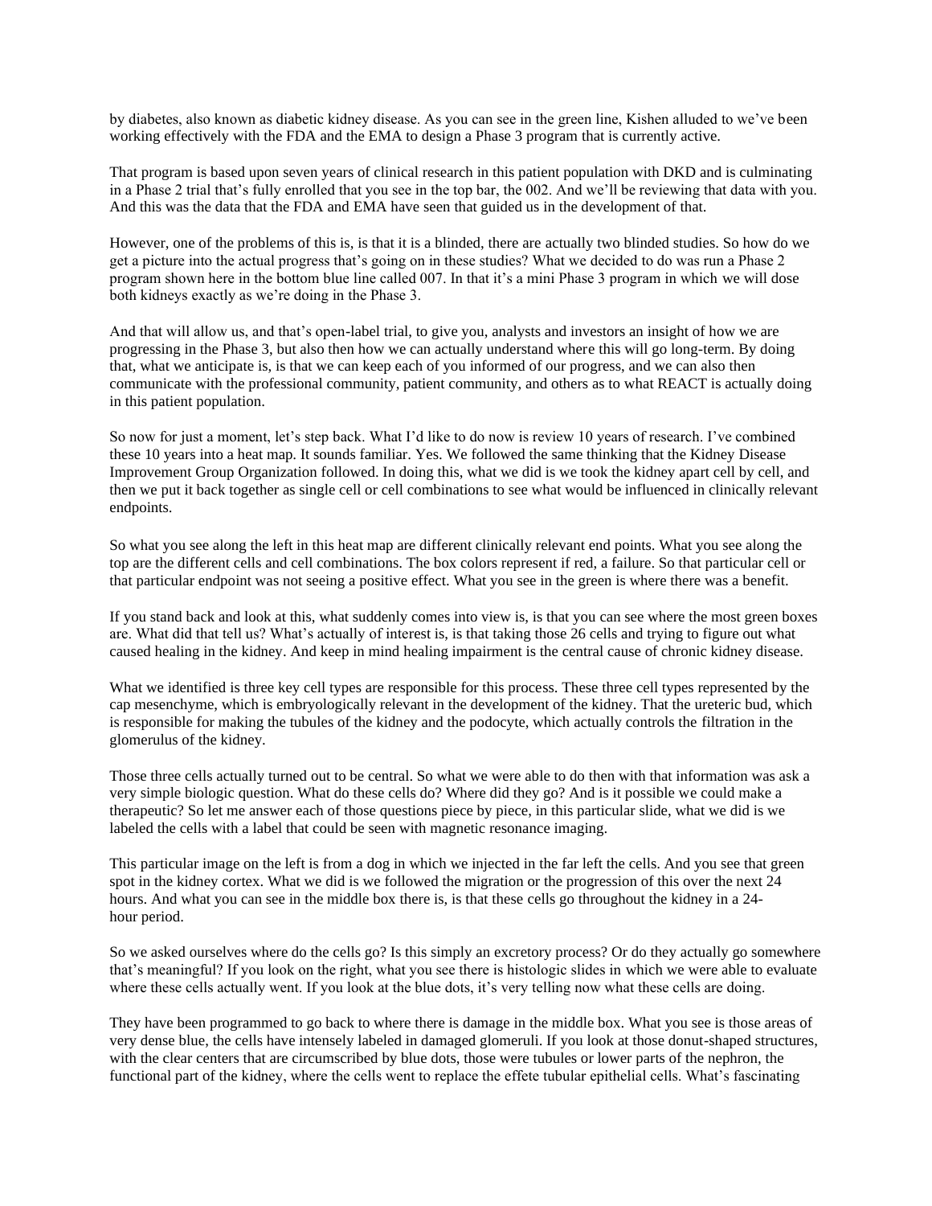by diabetes, also known as diabetic kidney disease. As you can see in the green line, Kishen alluded to we've been working effectively with the FDA and the EMA to design a Phase 3 program that is currently active.

That program is based upon seven years of clinical research in this patient population with DKD and is culminating in a Phase 2 trial that's fully enrolled that you see in the top bar, the 002. And we'll be reviewing that data with you. And this was the data that the FDA and EMA have seen that guided us in the development of that.

However, one of the problems of this is, is that it is a blinded, there are actually two blinded studies. So how do we get a picture into the actual progress that's going on in these studies? What we decided to do was run a Phase 2 program shown here in the bottom blue line called 007. In that it's a mini Phase 3 program in which we will dose both kidneys exactly as we're doing in the Phase 3.

And that will allow us, and that's open-label trial, to give you, analysts and investors an insight of how we are progressing in the Phase 3, but also then how we can actually understand where this will go long-term. By doing that, what we anticipate is, is that we can keep each of you informed of our progress, and we can also then communicate with the professional community, patient community, and others as to what REACT is actually doing in this patient population.

So now for just a moment, let's step back. What I'd like to do now is review 10 years of research. I've combined these 10 years into a heat map. It sounds familiar. Yes. We followed the same thinking that the Kidney Disease Improvement Group Organization followed. In doing this, what we did is we took the kidney apart cell by cell, and then we put it back together as single cell or cell combinations to see what would be influenced in clinically relevant endpoints.

So what you see along the left in this heat map are different clinically relevant end points. What you see along the top are the different cells and cell combinations. The box colors represent if red, a failure. So that particular cell or that particular endpoint was not seeing a positive effect. What you see in the green is where there was a benefit.

If you stand back and look at this, what suddenly comes into view is, is that you can see where the most green boxes are. What did that tell us? What's actually of interest is, is that taking those 26 cells and trying to figure out what caused healing in the kidney. And keep in mind healing impairment is the central cause of chronic kidney disease.

What we identified is three key cell types are responsible for this process. These three cell types represented by the cap mesenchyme, which is embryologically relevant in the development of the kidney. That the ureteric bud, which is responsible for making the tubules of the kidney and the podocyte, which actually controls the filtration in the glomerulus of the kidney.

Those three cells actually turned out to be central. So what we were able to do then with that information was ask a very simple biologic question. What do these cells do? Where did they go? And is it possible we could make a therapeutic? So let me answer each of those questions piece by piece, in this particular slide, what we did is we labeled the cells with a label that could be seen with magnetic resonance imaging.

This particular image on the left is from a dog in which we injected in the far left the cells. And you see that green spot in the kidney cortex. What we did is we followed the migration or the progression of this over the next 24 hours. And what you can see in the middle box there is, is that these cells go throughout the kidney in a 24-hour period.

So we asked ourselves where do the cells go? Is this simply an excretory process? Or do they actually go somewhere that's meaningful? If you look on the right, what you see there is histologic slides in which we were able to evaluate where these cells actually went. If you look at the blue dots, it's very telling now what these cells are doing.

They have been programmed to go back to where there is damage in the middle box. What you see is those areas of very dense blue, the cells have intensely labeled in damaged glomeruli. If you look at those donut-shaped structures, with the clear centers that are circumscribed by blue dots, those were tubules or lower parts of the nephron, the functional part of the kidney, where the cells went to replace the effete tubular epithelial cells. What's fascinating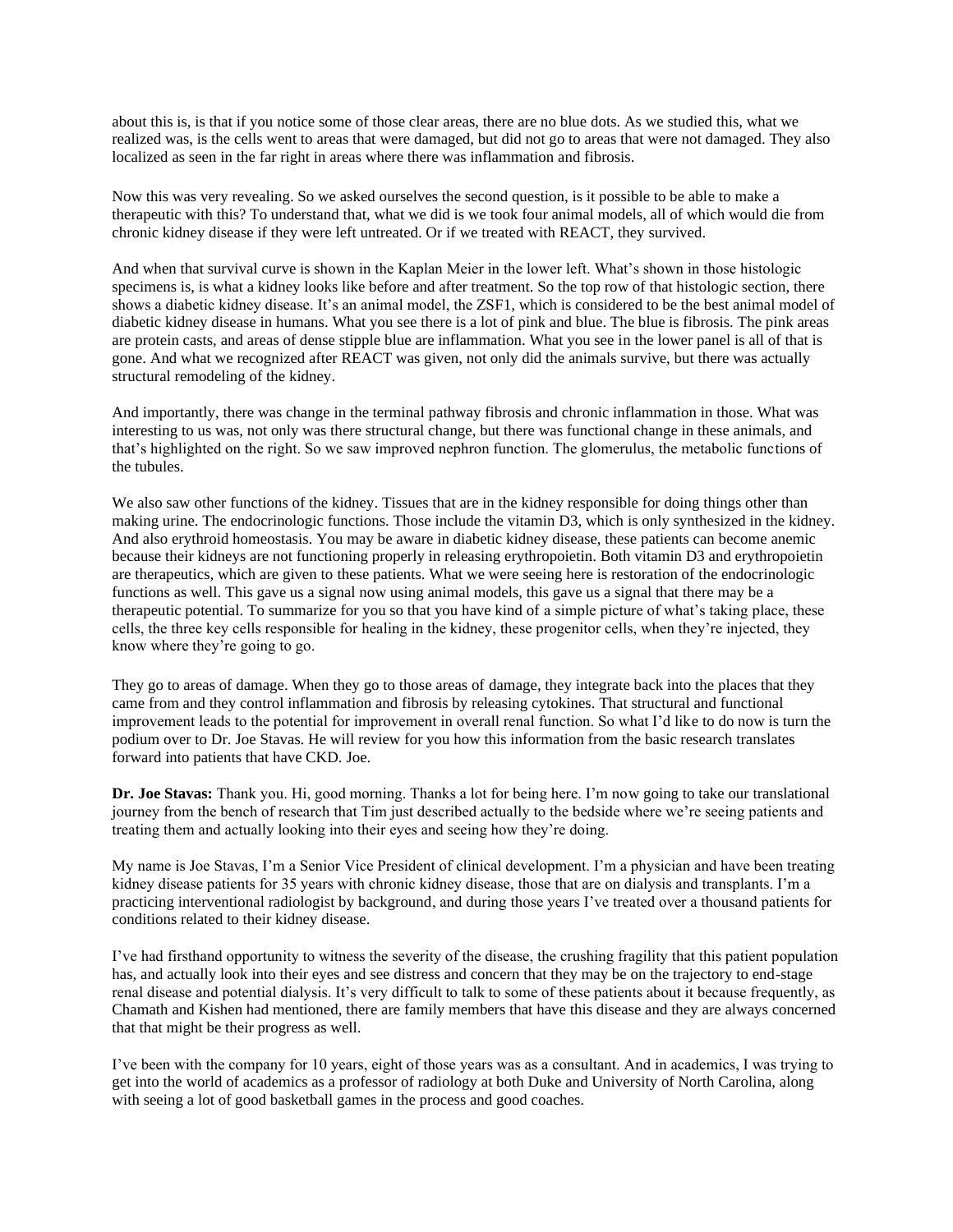about this is, is that if you notice some of those clear areas, there are no blue dots. As we studied this, what we realized was, is the cells went to areas that were damaged, but did not go to areas that were not damaged. They also localized as seen in the far right in areas where there was inflammation and fibrosis.

Now this was very revealing. So we asked ourselves the second question, is it possible to be able to make a therapeutic with this? To understand that, what we did is we took four animal models, all of which would die from chronic kidney disease if they were left untreated. Or if we treated with REACT, they survived.

And when that survival curve is shown in the Kaplan Meier in the lower left. What's shown in those histologic specimens is, is what a kidney looks like before and after treatment. So the top row of that histologic section, there shows a diabetic kidney disease. It's an animal model, the ZSF1, which is considered to be the best animal model of diabetic kidney disease in humans. What you see there is a lot of pink and blue. The blue is fibrosis. The pink areas are protein casts, and areas of dense stipple blue are inflammation. What you see in the lower panel is all of that is gone. And what we recognized after REACT was given, not only did the animals survive, but there was actually structural remodeling of the kidney.

And importantly, there was change in the terminal pathway fibrosis and chronic inflammation in those. What was interesting to us was, not only was there structural change, but there was functional change in these animals, and that's highlighted on the right. So we saw improved nephron function. The glomerulus, the metabolic functions of the tubules.

We also saw other functions of the kidney. Tissues that are in the kidney responsible for doing things other than making urine. The endocrinologic functions. Those include the vitamin D3, which is only synthesized in the kidney. And also erythroid homeostasis. You may be aware in diabetic kidney disease, these patients can become anemic because their kidneys are not functioning properly in releasing erythropoietin. Both vitamin D3 and erythropoietin are therapeutics, which are given to these patients. What we were seeing here is restoration of the endocrinologic functions as well. This gave us a signal now using animal models, this gave us a signal that there may be a therapeutic potential. To summarize for you so that you have kind of a simple picture of what's taking place, these cells, the three key cells responsible for healing in the kidney, these progenitor cells, when they're injected, they know where they're going to go.

They go to areas of damage. When they go to those areas of damage, they integrate back into the places that they came from and they control inflammation and fibrosis by releasing cytokines. That structural and functional improvement leads to the potential for improvement in overall renal function. So what I'd like to do now is turn the podium over to Dr. Joe Stavas. He will review for you how this information from the basic research translates forward into patients that have CKD. Joe.

**Dr. Joe Stavas:** Thank you. Hi, good morning. Thanks a lot for being here. I'm now going to take our translational journey from the bench of research that Tim just described actually to the bedside where we're seeing patients and treating them and actually looking into their eyes and seeing how they're doing.

My name is Joe Stavas, I'm a Senior Vice President of clinical development. I'm a physician and have been treating kidney disease patients for 35 years with chronic kidney disease, those that are on dialysis and transplants. I'm a practicing interventional radiologist by background, and during those years I've treated over a thousand patients for conditions related to their kidney disease.

I've had firsthand opportunity to witness the severity of the disease, the crushing fragility that this patient population has, and actually look into their eyes and see distress and concern that they may be on the trajectory to end-stage renal disease and potential dialysis. It's very difficult to talk to some of these patients about it because frequently, as Chamath and Kishen had mentioned, there are family members that have this disease and they are always concerned that that might be their progress as well.

I've been with the company for 10 years, eight of those years was as a consultant. And in academics, I was trying to get into the world of academics as a professor of radiology at both Duke and University of North Carolina, along with seeing a lot of good basketball games in the process and good coaches.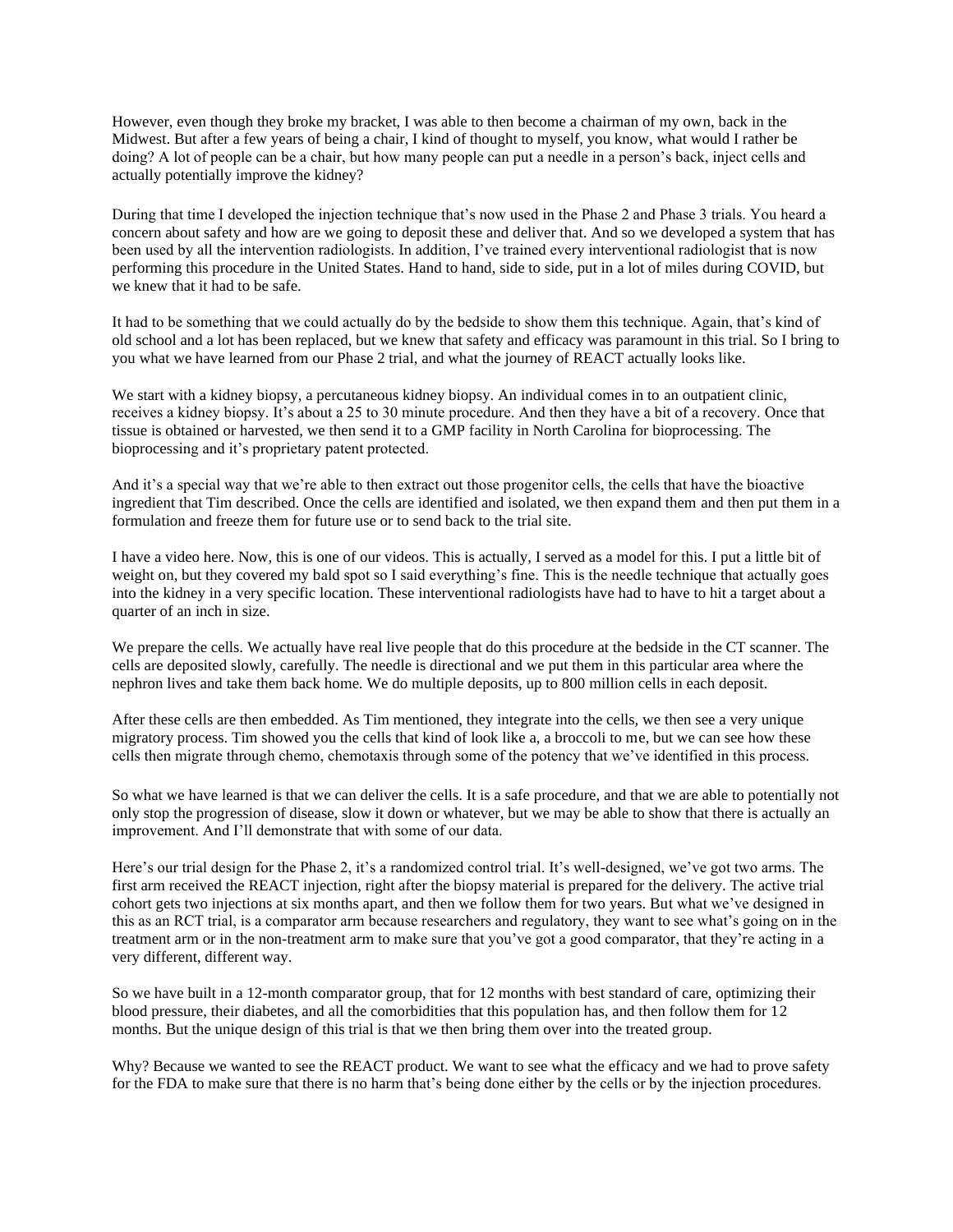However, even though they broke my bracket, I was able to then become a chairman of my own, back in the Midwest. But after a few years of being a chair, I kind of thought to myself, you know, what would I rather be doing? A lot of people can be a chair, but how many people can put a needle in a person's back, inject cells and actually potentially improve the kidney?

During that time I developed the injection technique that's now used in the Phase 2 and Phase 3 trials. You heard a concern about safety and how are we going to deposit these and deliver that. And so we developed a system that has been used by all the intervention radiologists. In addition, I've trained every interventional radiologist that is now performing this procedure in the United States. Hand to hand, side to side, put in a lot of miles during COVID, but we knew that it had to be safe.

It had to be something that we could actually do by the bedside to show them this technique. Again, that's kind of old school and a lot has been replaced, but we knew that safety and efficacy was paramount in this trial. So I bring to you what we have learned from our Phase 2 trial, and what the journey of REACT actually looks like.

We start with a kidney biopsy, a percutaneous kidney biopsy. An individual comes in to an outpatient clinic, receives a kidney biopsy. It's about a 25 to 30 minute procedure. And then they have a bit of a recovery. Once that tissue is obtained or harvested, we then send it to a GMP facility in North Carolina for bioprocessing. The bioprocessing and it's proprietary patent protected.

And it's a special way that we're able to then extract out those progenitor cells, the cells that have the bioactive ingredient that Tim described. Once the cells are identified and isolated, we then expand them and then put them in a formulation and freeze them for future use or to send back to the trial site.

I have a video here. Now, this is one of our videos. This is actually, I served as a model for this. I put a little bit of weight on, but they covered my bald spot so I said everything's fine. This is the needle technique that actually goes into the kidney in a very specific location. These interventional radiologists have had to have to hit a target about a quarter of an inch in size.

We prepare the cells. We actually have real live people that do this procedure at the bedside in the CT scanner. The cells are deposited slowly, carefully. The needle is directional and we put them in this particular area where the nephron lives and take them back home. We do multiple deposits, up to 800 million cells in each deposit.

After these cells are then embedded. As Tim mentioned, they integrate into the cells, we then see a very unique migratory process. Tim showed you the cells that kind of look like a, a broccoli to me, but we can see how these cells then migrate through chemo, chemotaxis through some of the potency that we've identified in this process.

So what we have learned is that we can deliver the cells. It is a safe procedure, and that we are able to potentially not only stop the progression of disease, slow it down or whatever, but we may be able to show that there is actually an improvement. And I'll demonstrate that with some of our data.

Here's our trial design for the Phase 2, it's a randomized control trial. It's well-designed, we've got two arms. The first arm received the REACT injection, right after the biopsy material is prepared for the delivery. The active trial cohort gets two injections at six months apart, and then we follow them for two years. But what we've designed in this as an RCT trial, is a comparator arm because researchers and regulatory, they want to see what's going on in the treatment arm or in the non-treatment arm to make sure that you've got a good comparator, that they're acting in a very different, different way.

So we have built in a 12-month comparator group, that for 12 months with best standard of care, optimizing their blood pressure, their diabetes, and all the comorbidities that this population has, and then follow them for 12 months. But the unique design of this trial is that we then bring them over into the treated group.

Why? Because we wanted to see the REACT product. We want to see what the efficacy and we had to prove safety for the FDA to make sure that there is no harm that's being done either by the cells or by the injection procedures.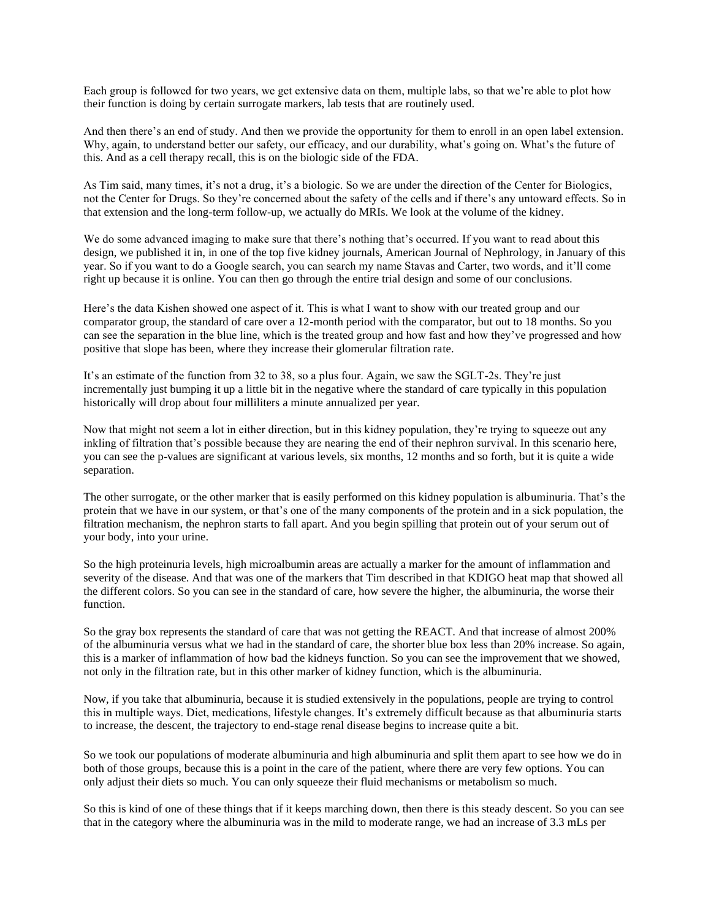Each group is followed for two years, we get extensive data on them, multiple labs, so that we're able to plot how their function is doing by certain surrogate markers, lab tests that are routinely used.

And then there's an end of study. And then we provide the opportunity for them to enroll in an open label extension. Why, again, to understand better our safety, our efficacy, and our durability, what's going on. What's the future of this. And as a cell therapy recall, this is on the biologic side of the FDA.

As Tim said, many times, it's not a drug, it's a biologic. So we are under the direction of the Center for Biologics, not the Center for Drugs. So they're concerned about the safety of the cells and if there's any untoward effects. So in that extension and the long-term follow-up, we actually do MRIs. We look at the volume of the kidney.

We do some advanced imaging to make sure that there's nothing that's occurred. If you want to read about this design, we published it in, in one of the top five kidney journals, American Journal of Nephrology, in January of this year. So if you want to do a Google search, you can search my name Stavas and Carter, two words, and it'll come right up because it is online. You can then go through the entire trial design and some of our conclusions.

Here's the data Kishen showed one aspect of it. This is what I want to show with our treated group and our comparator group, the standard of care over a 12-month period with the comparator, but out to 18 months. So you can see the separation in the blue line, which is the treated group and how fast and how they've progressed and how positive that slope has been, where they increase their glomerular filtration rate.

It's an estimate of the function from 32 to 38, so a plus four. Again, we saw the SGLT-2s. They're just incrementally just bumping it up a little bit in the negative where the standard of care typically in this population historically will drop about four milliliters a minute annualized per year.

Now that might not seem a lot in either direction, but in this kidney population, they're trying to squeeze out any inkling of filtration that's possible because they are nearing the end of their nephron survival. In this scenario here, you can see the p-values are significant at various levels, six months, 12 months and so forth, but it is quite a wide separation.

The other surrogate, or the other marker that is easily performed on this kidney population is albuminuria. That's the protein that we have in our system, or that's one of the many components of the protein and in a sick population, the filtration mechanism, the nephron starts to fall apart. And you begin spilling that protein out of your serum out of your body, into your urine.

So the high proteinuria levels, high microalbumin areas are actually a marker for the amount of inflammation and severity of the disease. And that was one of the markers that Tim described in that KDIGO heat map that showed all the different colors. So you can see in the standard of care, how severe the higher, the albuminuria, the worse their function.

So the gray box represents the standard of care that was not getting the REACT. And that increase of almost 200% of the albuminuria versus what we had in the standard of care, the shorter blue box less than 20% increase. So again, this is a marker of inflammation of how bad the kidneys function. So you can see the improvement that we showed, not only in the filtration rate, but in this other marker of kidney function, which is the albuminuria.

Now, if you take that albuminuria, because it is studied extensively in the populations, people are trying to control this in multiple ways. Diet, medications, lifestyle changes. It's extremely difficult because as that albuminuria starts to increase, the descent, the trajectory to end-stage renal disease begins to increase quite a bit.

So we took our populations of moderate albuminuria and high albuminuria and split them apart to see how we do in both of those groups, because this is a point in the care of the patient, where there are very few options. You can only adjust their diets so much. You can only squeeze their fluid mechanisms or metabolism so much.

So this is kind of one of these things that if it keeps marching down, then there is this steady descent. So you can see that in the category where the albuminuria was in the mild to moderate range, we had an increase of 3.3 mLs per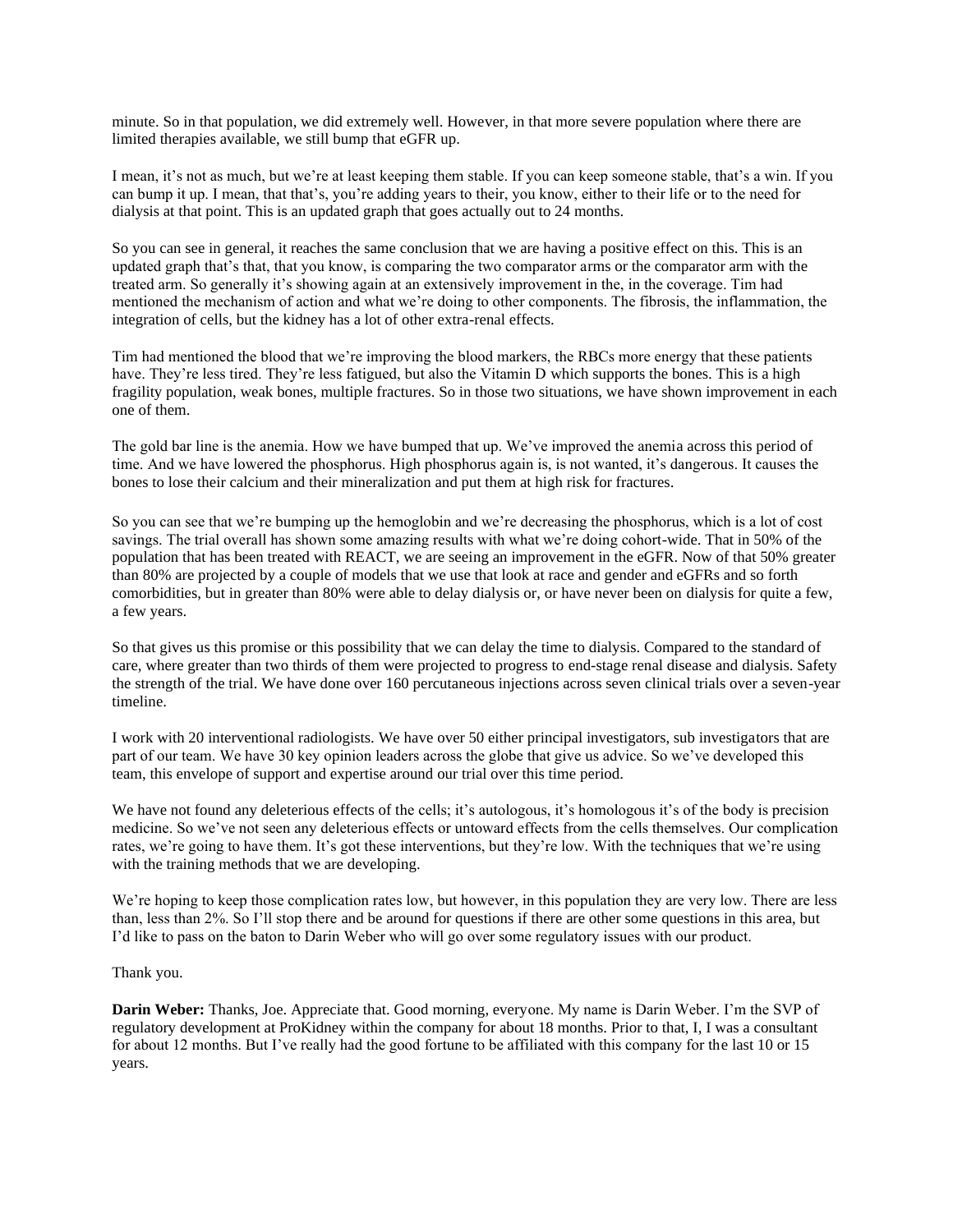minute. So in that population, we did extremely well. However, in that more severe population where there are limited therapies available, we still bump that eGFR up.

I mean, it's not as much, but we're at least keeping them stable. If you can keep someone stable, that's a win. If you can bump it up. I mean, that that's, you're adding years to their, you know, either to their life or to the need for dialysis at that point. This is an updated graph that goes actually out to 24 months.

So you can see in general, it reaches the same conclusion that we are having a positive effect on this. This is an updated graph that's that, that you know, is comparing the two comparator arms or the comparator arm with the treated arm. So generally it's showing again at an extensively improvement in the, in the coverage. Tim had mentioned the mechanism of action and what we're doing to other components. The fibrosis, the inflammation, the integration of cells, but the kidney has a lot of other extra-renal effects.

Tim had mentioned the blood that we're improving the blood markers, the RBCs more energy that these patients have. They're less tired. They're less fatigued, but also the Vitamin D which supports the bones. This is a high fragility population, weak bones, multiple fractures. So in those two situations, we have shown improvement in each one of them.

The gold bar line is the anemia. How we have bumped that up. We've improved the anemia across this period of time. And we have lowered the phosphorus. High phosphorus again is, is not wanted, it's dangerous. It causes the bones to lose their calcium and their mineralization and put them at high risk for fractures.

So you can see that we're bumping up the hemoglobin and we're decreasing the phosphorus, which is a lot of cost savings. The trial overall has shown some amazing results with what we're doing cohort-wide. That in 50% of the population that has been treated with REACT, we are seeing an improvement in the eGFR. Now of that 50% greater than 80% are projected by a couple of models that we use that look at race and gender and eGFRs and so forth comorbidities, but in greater than 80% were able to delay dialysis or, or have never been on dialysis for quite a few, a few years.

So that gives us this promise or this possibility that we can delay the time to dialysis. Compared to the standard of care, where greater than two thirds of them were projected to progress to end-stage renal disease and dialysis. Safety the strength of the trial. We have done over 160 percutaneous injections across seven clinical trials over a seven-year timeline.

I work with 20 interventional radiologists. We have over 50 either principal investigators, sub investigators that are part of our team. We have 30 key opinion leaders across the globe that give us advice. So we've developed this team, this envelope of support and expertise around our trial over this time period.

We have not found any deleterious effects of the cells; it's autologous, it's homologous it's of the body is precision medicine. So we've not seen any deleterious effects or untoward effects from the cells themselves. Our complication rates, we're going to have them. It's got these interventions, but they're low. With the techniques that we're using with the training methods that we are developing.

We're hoping to keep those complication rates low, but however, in this population they are very low. There are less than, less than 2%. So I'll stop there and be around for questions if there are other some questions in this area, but I'd like to pass on the baton to Darin Weber who will go over some regulatory issues with our product.

Thank you.

**Darin Weber:** Thanks, Joe. Appreciate that. Good morning, everyone. My name is Darin Weber. I'm the SVP of regulatory development at ProKidney within the company for about 18 months. Prior to that, I, I was a consultant for about 12 months. But I've really had the good fortune to be affiliated with this company for the last 10 or 15 years.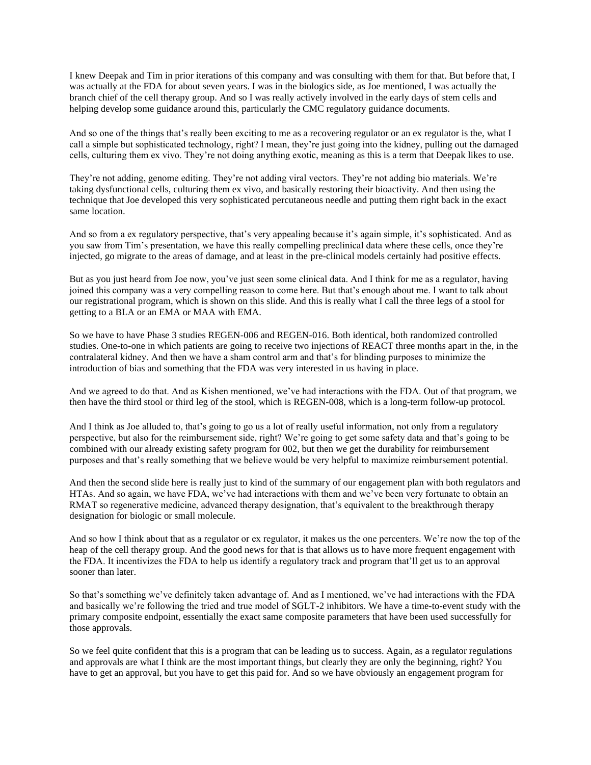I knew Deepak and Tim in prior iterations of this company and was consulting with them for that. But before that, I was actually at the FDA for about seven years. I was in the biologics side, as Joe mentioned, I was actually the branch chief of the cell therapy group. And so I was really actively involved in the early days of stem cells and helping develop some guidance around this, particularly the CMC regulatory guidance documents.

And so one of the things that's really been exciting to me as a recovering regulator or an ex regulator is the, what I call a simple but sophisticated technology, right? I mean, they're just going into the kidney, pulling out the damaged cells, culturing them ex vivo. They're not doing anything exotic, meaning as this is a term that Deepak likes to use.

They're not adding, genome editing. They're not adding viral vectors. They're not adding bio materials. We're taking dysfunctional cells, culturing them ex vivo, and basically restoring their bioactivity. And then using the technique that Joe developed this very sophisticated percutaneous needle and putting them right back in the exact same location.

And so from a ex regulatory perspective, that's very appealing because it's again simple, it's sophisticated. And as you saw from Tim's presentation, we have this really compelling preclinical data where these cells, once they're injected, go migrate to the areas of damage, and at least in the pre-clinical models certainly had positive effects.

But as you just heard from Joe now, you've just seen some clinical data. And I think for me as a regulator, having joined this company was a very compelling reason to come here. But that's enough about me. I want to talk about our registrational program, which is shown on this slide. And this is really what I call the three legs of a stool for getting to a BLA or an EMA or MAA with EMA.

So we have to have Phase 3 studies REGEN-006 and REGEN-016. Both identical, both randomized controlled studies. One-to-one in which patients are going to receive two injections of REACT three months apart in the, in the contralateral kidney. And then we have a sham control arm and that's for blinding purposes to minimize the introduction of bias and something that the FDA was very interested in us having in place.

And we agreed to do that. And as Kishen mentioned, we've had interactions with the FDA. Out of that program, we then have the third stool or third leg of the stool, which is REGEN-008, which is a long-term follow-up protocol.

And I think as Joe alluded to, that's going to go us a lot of really useful information, not only from a regulatory perspective, but also for the reimbursement side, right? We're going to get some safety data and that's going to be combined with our already existing safety program for 002, but then we get the durability for reimbursement purposes and that's really something that we believe would be very helpful to maximize reimbursement potential.

And then the second slide here is really just to kind of the summary of our engagement plan with both regulators and HTAs. And so again, we have FDA, we've had interactions with them and we've been very fortunate to obtain an RMAT so regenerative medicine, advanced therapy designation, that's equivalent to the breakthrough therapy designation for biologic or small molecule.

And so how I think about that as a regulator or ex regulator, it makes us the one percenters. We're now the top of the heap of the cell therapy group. And the good news for that is that allows us to have more frequent engagement with the FDA. It incentivizes the FDA to help us identify a regulatory track and program that'll get us to an approval sooner than later.

So that's something we've definitely taken advantage of. And as I mentioned, we've had interactions with the FDA and basically we're following the tried and true model of SGLT-2 inhibitors. We have a time-to-event study with the primary composite endpoint, essentially the exact same composite parameters that have been used successfully for those approvals.

So we feel quite confident that this is a program that can be leading us to success. Again, as a regulator regulations and approvals are what I think are the most important things, but clearly they are only the beginning, right? You have to get an approval, but you have to get this paid for. And so we have obviously an engagement program for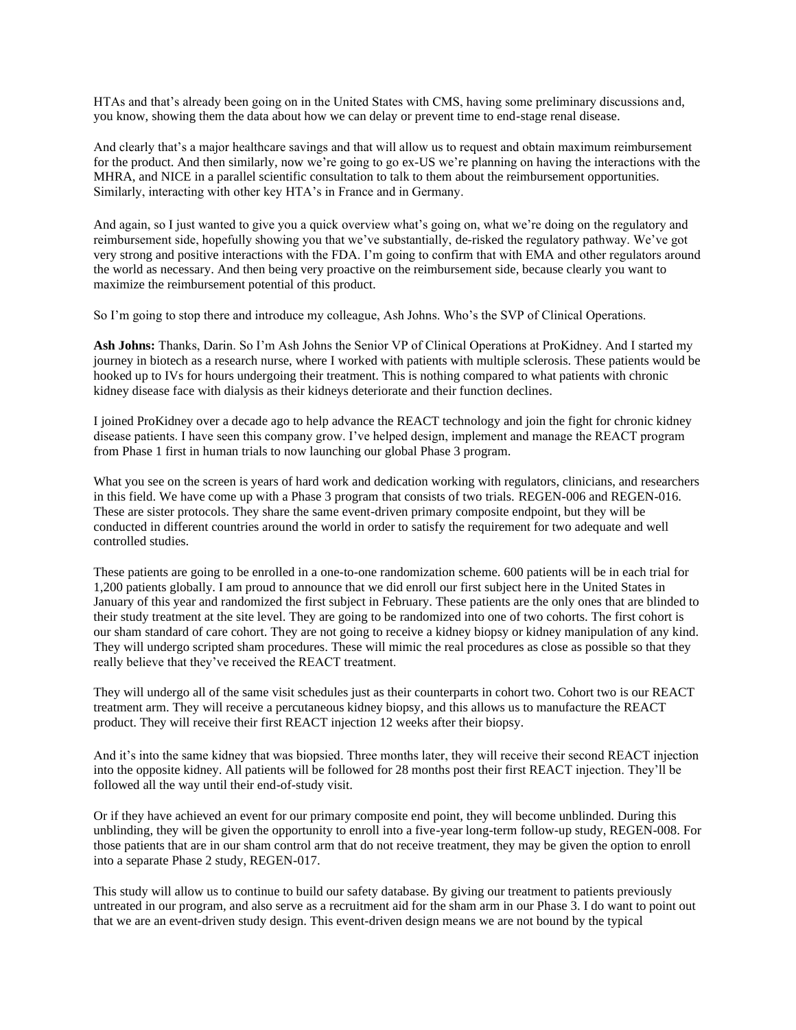HTAs and that's already been going on in the United States with CMS, having some preliminary discussions and, you know, showing them the data about how we can delay or prevent time to end-stage renal disease.

And clearly that's a major healthcare savings and that will allow us to request and obtain maximum reimbursement for the product. And then similarly, now we're going to go ex-US we're planning on having the interactions with the MHRA, and NICE in a parallel scientific consultation to talk to them about the reimbursement opportunities. Similarly, interacting with other key HTA's in France and in Germany.

And again, so I just wanted to give you a quick overview what's going on, what we're doing on the regulatory and reimbursement side, hopefully showing you that we've substantially, de-risked the regulatory pathway. We've got very strong and positive interactions with the FDA. I'm going to confirm that with EMA and other regulators around the world as necessary. And then being very proactive on the reimbursement side, because clearly you want to maximize the reimbursement potential of this product.

So I'm going to stop there and introduce my colleague, Ash Johns. Who's the SVP of Clinical Operations.

**Ash Johns:** Thanks, Darin. So I'm Ash Johns the Senior VP of Clinical Operations at ProKidney. And I started my journey in biotech as a research nurse, where I worked with patients with multiple sclerosis. These patients would be hooked up to IVs for hours undergoing their treatment. This is nothing compared to what patients with chronic kidney disease face with dialysis as their kidneys deteriorate and their function declines.

I joined ProKidney over a decade ago to help advance the REACT technology and join the fight for chronic kidney disease patients. I have seen this company grow. I've helped design, implement and manage the REACT program from Phase 1 first in human trials to now launching our global Phase 3 program.

What you see on the screen is years of hard work and dedication working with regulators, clinicians, and researchers in this field. We have come up with a Phase 3 program that consists of two trials. REGEN-006 and REGEN-016. These are sister protocols. They share the same event-driven primary composite endpoint, but they will be conducted in different countries around the world in order to satisfy the requirement for two adequate and well controlled studies.

These patients are going to be enrolled in a one-to-one randomization scheme. 600 patients will be in each trial for 1,200 patients globally. I am proud to announce that we did enroll our first subject here in the United States in January of this year and randomized the first subject in February. These patients are the only ones that are blinded to their study treatment at the site level. They are going to be randomized into one of two cohorts. The first cohort is our sham standard of care cohort. They are not going to receive a kidney biopsy or kidney manipulation of any kind. They will undergo scripted sham procedures. These will mimic the real procedures as close as possible so that they really believe that they've received the REACT treatment.

They will undergo all of the same visit schedules just as their counterparts in cohort two. Cohort two is our REACT treatment arm. They will receive a percutaneous kidney biopsy, and this allows us to manufacture the REACT product. They will receive their first REACT injection 12 weeks after their biopsy.

And it's into the same kidney that was biopsied. Three months later, they will receive their second REACT injection into the opposite kidney. All patients will be followed for 28 months post their first REACT injection. They'll be followed all the way until their end-of-study visit.

Or if they have achieved an event for our primary composite end point, they will become unblinded. During this unblinding, they will be given the opportunity to enroll into a five-year long-term follow-up study, REGEN-008. For those patients that are in our sham control arm that do not receive treatment, they may be given the option to enroll into a separate Phase 2 study, REGEN-017.

This study will allow us to continue to build our safety database. By giving our treatment to patients previously untreated in our program, and also serve as a recruitment aid for the sham arm in our Phase 3. I do want to point out that we are an event-driven study design. This event-driven design means we are not bound by the typical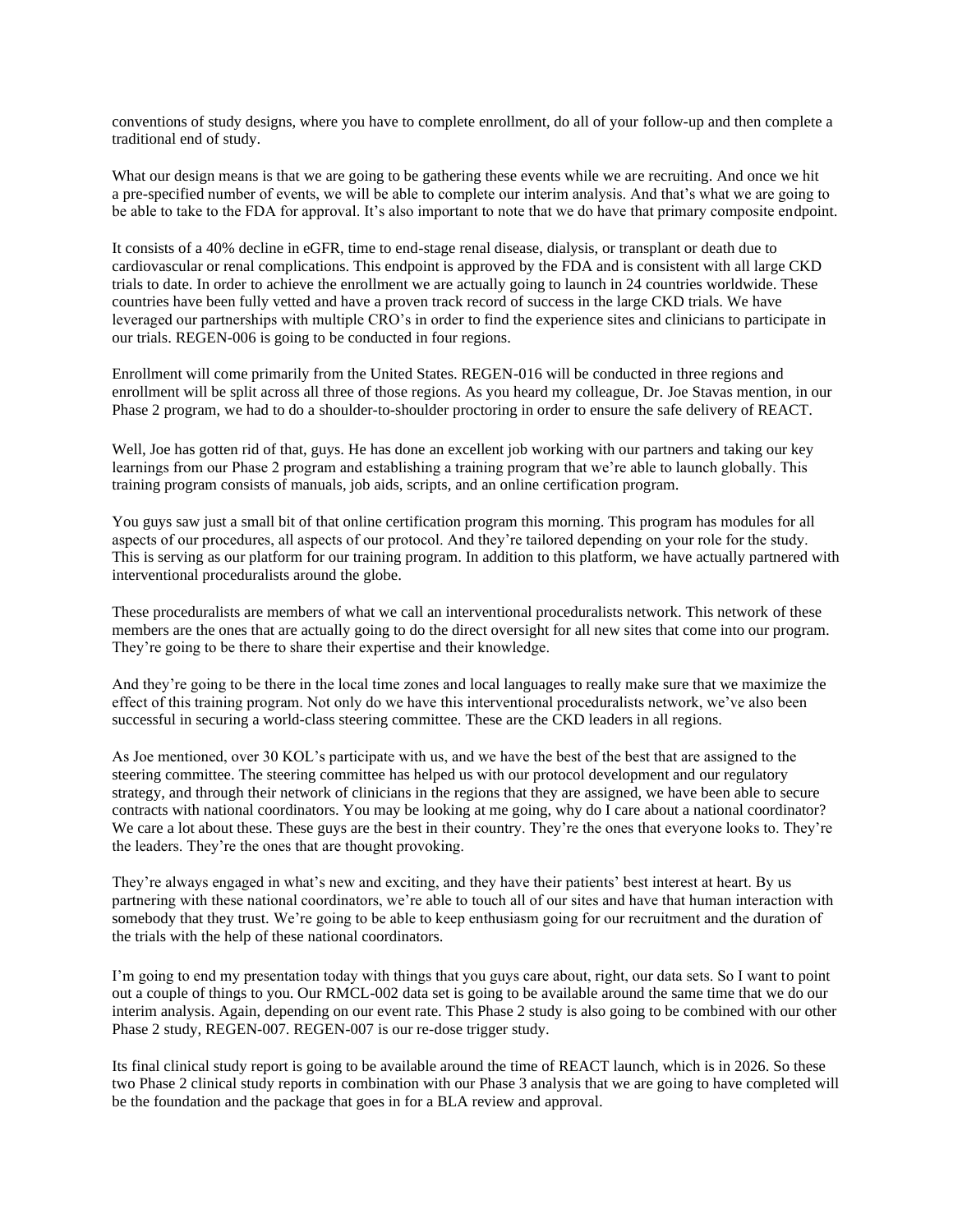conventions of study designs, where you have to complete enrollment, do all of your follow-up and then complete a traditional end of study.

What our design means is that we are going to be gathering these events while we are recruiting. And once we hit a pre-specified number of events, we will be able to complete our interim analysis. And that's what we are going to be able to take to the FDA for approval. It's also important to note that we do have that primary composite endpoint.

It consists of a 40% decline in eGFR, time to end-stage renal disease, dialysis, or transplant or death due to cardiovascular or renal complications. This endpoint is approved by the FDA and is consistent with all large CKD trials to date. In order to achieve the enrollment we are actually going to launch in 24 countries worldwide. These countries have been fully vetted and have a proven track record of success in the large CKD trials. We have leveraged our partnerships with multiple CRO's in order to find the experience sites and clinicians to participate in our trials. REGEN-006 is going to be conducted in four regions.

Enrollment will come primarily from the United States. REGEN-016 will be conducted in three regions and enrollment will be split across all three of those regions. As you heard my colleague, Dr. Joe Stavas mention, in our Phase 2 program, we had to do a shoulder-to-shoulder proctoring in order to ensure the safe delivery of REACT.

Well, Joe has gotten rid of that, guys. He has done an excellent job working with our partners and taking our key learnings from our Phase 2 program and establishing a training program that we're able to launch globally. This training program consists of manuals, job aids, scripts, and an online certification program.

You guys saw just a small bit of that online certification program this morning. This program has modules for all aspects of our procedures, all aspects of our protocol. And they're tailored depending on your role for the study. This is serving as our platform for our training program. In addition to this platform, we have actually partnered with interventional proceduralists around the globe.

These proceduralists are members of what we call an interventional proceduralists network. This network of these members are the ones that are actually going to do the direct oversight for all new sites that come into our program. They're going to be there to share their expertise and their knowledge.

And they're going to be there in the local time zones and local languages to really make sure that we maximize the effect of this training program. Not only do we have this interventional proceduralists network, we've also been successful in securing a world-class steering committee. These are the CKD leaders in all regions.

As Joe mentioned, over 30 KOL's participate with us, and we have the best of the best that are assigned to the steering committee. The steering committee has helped us with our protocol development and our regulatory strategy, and through their network of clinicians in the regions that they are assigned, we have been able to secure contracts with national coordinators. You may be looking at me going, why do I care about a national coordinator? We care a lot about these. These guys are the best in their country. They're the ones that everyone looks to. They're the leaders. They're the ones that are thought provoking.

They're always engaged in what's new and exciting, and they have their patients' best interest at heart. By us partnering with these national coordinators, we're able to touch all of our sites and have that human interaction with somebody that they trust. We're going to be able to keep enthusiasm going for our recruitment and the duration of the trials with the help of these national coordinators.

I'm going to end my presentation today with things that you guys care about, right, our data sets. So I want to point out a couple of things to you. Our RMCL-002 data set is going to be available around the same time that we do our interim analysis. Again, depending on our event rate. This Phase 2 study is also going to be combined with our other Phase 2 study, REGEN-007. REGEN-007 is our re-dose trigger study.

Its final clinical study report is going to be available around the time of REACT launch, which is in 2026. So these two Phase 2 clinical study reports in combination with our Phase 3 analysis that we are going to have completed will be the foundation and the package that goes in for a BLA review and approval.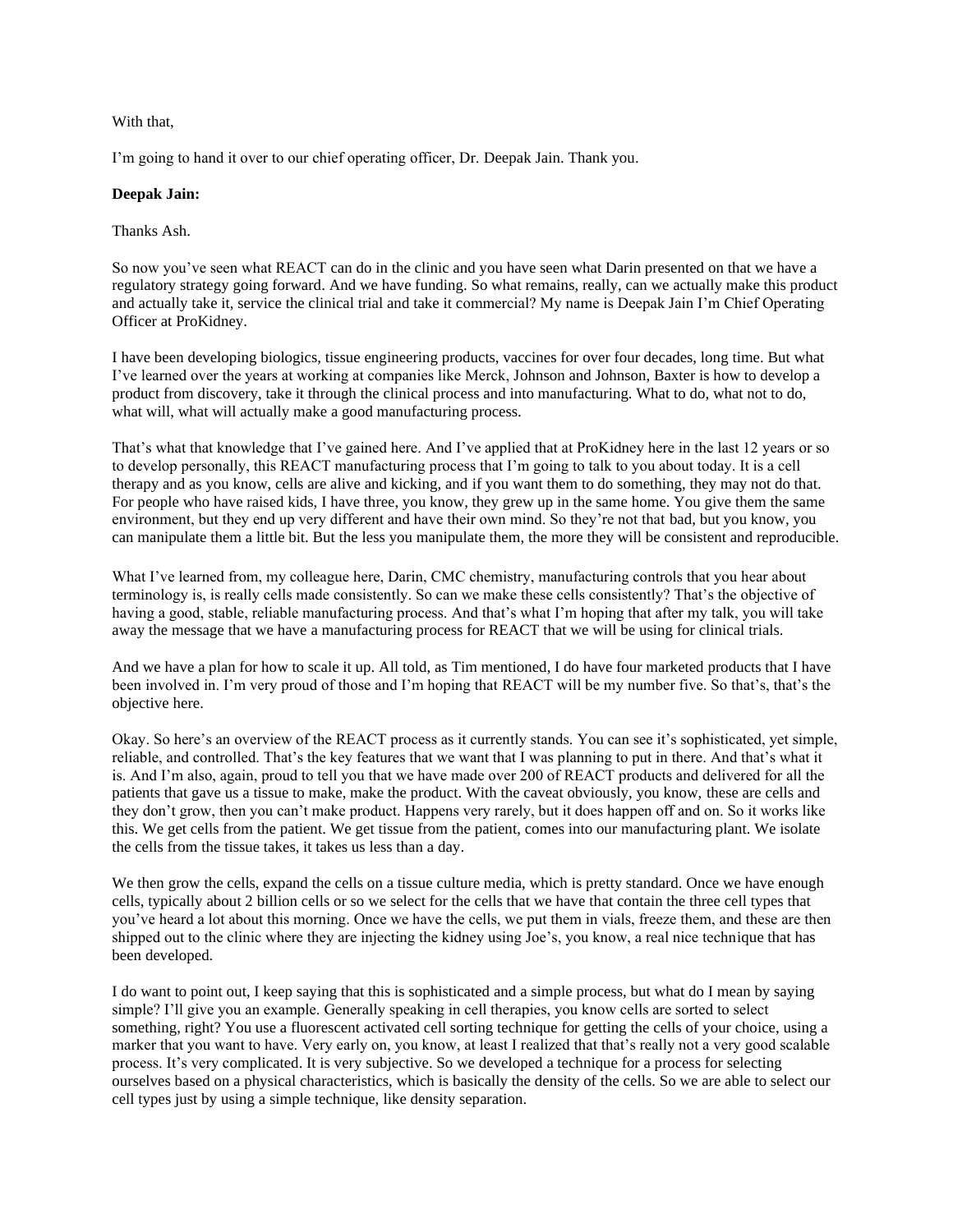With that,

I'm going to hand it over to our chief operating officer, Dr. Deepak Jain. Thank you.

**Deepak Jain:**

Thanks Ash.

So now you've seen what REACT can do in the clinic and you have seen what Darin presented on that we have a regulatory strategy going forward. And we have funding. So what remains, really, can we actually make this product and actually take it, service the clinical trial and take it commercial? My name is Deepak Jain I'm Chief Operating Officer at ProKidney.

I have been developing biologics, tissue engineering products, vaccines for over four decades, long time. But what I've learned over the years at working at companies like Merck, Johnson and Johnson, Baxter is how to develop a product from discovery, take it through the clinical process and into manufacturing. What to do, what not to do, what will, what will actually make a good manufacturing process.

That's what that knowledge that I've gained here. And I've applied that at ProKidney here in the last 12 years or so to develop personally, this REACT manufacturing process that I'm going to talk to you about today. It is a cell therapy and as you know, cells are alive and kicking, and if you want them to do something, they may not do that. For people who have raised kids, I have three, you know, they grew up in the same home. You give them the same environment, but they end up very different and have their own mind. So they're not that bad, but you know, you can manipulate them a little bit. But the less you manipulate them, the more they will be consistent and reproducible.

What I've learned from, my colleague here, Darin, CMC chemistry, manufacturing controls that you hear about terminology is, is really cells made consistently. So can we make these cells consistently? That's the objective of having a good, stable, reliable manufacturing process. And that's what I'm hoping that after my talk, you will take away the message that we have a manufacturing process for REACT that we will be using for clinical trials.

And we have a plan for how to scale it up. All told, as Tim mentioned, I do have four marketed products that I have been involved in. I'm very proud of those and I'm hoping that REACT will be my number five. So that's, that's the objective here.

Okay. So here's an overview of the REACT process as it currently stands. You can see it's sophisticated, yet simple, reliable, and controlled. That's the key features that we want that I was planning to put in there. And that's what it is. And I'm also, again, proud to tell you that we have made over 200 of REACT products and delivered for all the patients that gave us a tissue to make, make the product. With the caveat obviously, you know, these are cells and they don't grow, then you can't make product. Happens very rarely, but it does happen off and on. So it works like this. We get cells from the patient. We get tissue from the patient, comes into our manufacturing plant. We isolate the cells from the tissue takes, it takes us less than a day.

We then grow the cells, expand the cells on a tissue culture media, which is pretty standard. Once we have enough cells, typically about 2 billion cells or so we select for the cells that we have that contain the three cell types that you've heard a lot about this morning. Once we have the cells, we put them in vials, freeze them, and these are then shipped out to the clinic where they are injecting the kidney using Joe's, you know, a real nice technique that has been developed.

I do want to point out, I keep saying that this is sophisticated and a simple process, but what do I mean by saying simple? I'll give you an example. Generally speaking in cell therapies, you know cells are sorted to select something, right? You use a fluorescent activated cell sorting technique for getting the cells of your choice, using a marker that you want to have. Very early on, you know, at least I realized that that's really not a very good scalable process. It's very complicated. It is very subjective. So we developed a technique for a process for selecting ourselves based on a physical characteristics, which is basically the density of the cells. So we are able to select our cell types just by using a simple technique, like density separation.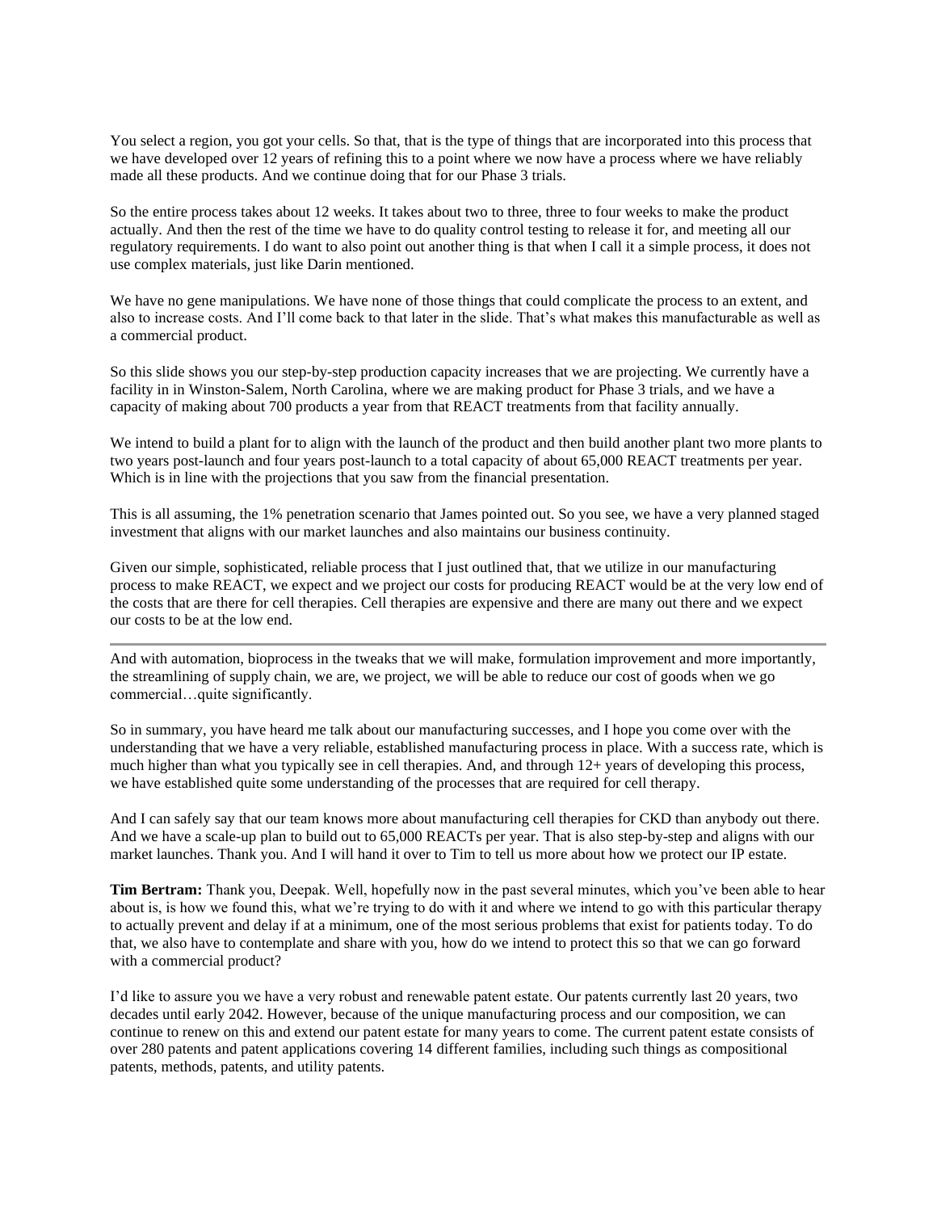You select a region, you got your cells. So that, that is the type of things that are incorporated into this process that we have developed over 12 years of refining this to a point where we now have a process where we have reliably made all these products. And we continue doing that for our Phase 3 trials.

So the entire process takes about 12 weeks. It takes about two to three, three to four weeks to make the product actually. And then the rest of the time we have to do quality control testing to release it for, and meeting all our regulatory requirements. I do want to also point out another thing is that when I call it a simple process, it does not use complex materials, just like Darin mentioned.

We have no gene manipulations. We have none of those things that could complicate the process to an extent, and also to increase costs. And I'll come back to that later in the slide. That's what makes this manufacturable as well as a commercial product.

So this slide shows you our step-by-step production capacity increases that we are projecting. We currently have a facility in in Winston-Salem, North Carolina, where we are making product for Phase 3 trials, and we have a capacity of making about 700 products a year from that REACT treatments from that facility annually.

We intend to build a plant for to align with the launch of the product and then build another plant two more plants to two years post-launch and four years post-launch to a total capacity of about 65,000 REACT treatments per year. Which is in line with the projections that you saw from the financial presentation.

This is all assuming, the 1% penetration scenario that James pointed out. So you see, we have a very planned staged investment that aligns with our market launches and also maintains our business continuity.

Given our simple, sophisticated, reliable process that I just outlined that, that we utilize in our manufacturing process to make REACT, we expect and we project our costs for producing REACT would be at the very low end of the costs that are there for cell therapies. Cell therapies are expensive and there are many out there and we expect our costs to be at the low end.

---

And with automation, bioprocess in the tweaks that we will make, formulation improvement and more importantly, the streamlining of supply chain, we are, we project, we will be able to reduce our cost of goods when we go commercial…quite significantly.

So in summary, you have heard me talk about our manufacturing successes, and I hope you come over with the understanding that we have a very reliable, established manufacturing process in place. With a success rate, which is much higher than what you typically see in cell therapies. And, and through 12+ years of developing this process, we have established quite some understanding of the processes that are required for cell therapy.

And I can safely say that our team knows more about manufacturing cell therapies for CKD than anybody out there. And we have a scale-up plan to build out to 65,000 REACTs per year. That is also step-by-step and aligns with our market launches. Thank you. And I will hand it over to Tim to tell us more about how we protect our IP estate.

**Tim Bertram:** Thank you, Deepak. Well, hopefully now in the past several minutes, which you've been able to hear about is, is how we found this, what we're trying to do with it and where we intend to go with this particular therapy to actually prevent and delay if at a minimum, one of the most serious problems that exist for patients today. To do that, we also have to contemplate and share with you, how do we intend to protect this so that we can go forward with a commercial product?

I'd like to assure you we have a very robust and renewable patent estate. Our patents currently last 20 years, two decades until early 2042. However, because of the unique manufacturing process and our composition, we can continue to renew on this and extend our patent estate for many years to come. The current patent estate consists of over 280 patents and patent applications covering 14 different families, including such things as compositional patents, methods, patents, and utility patents.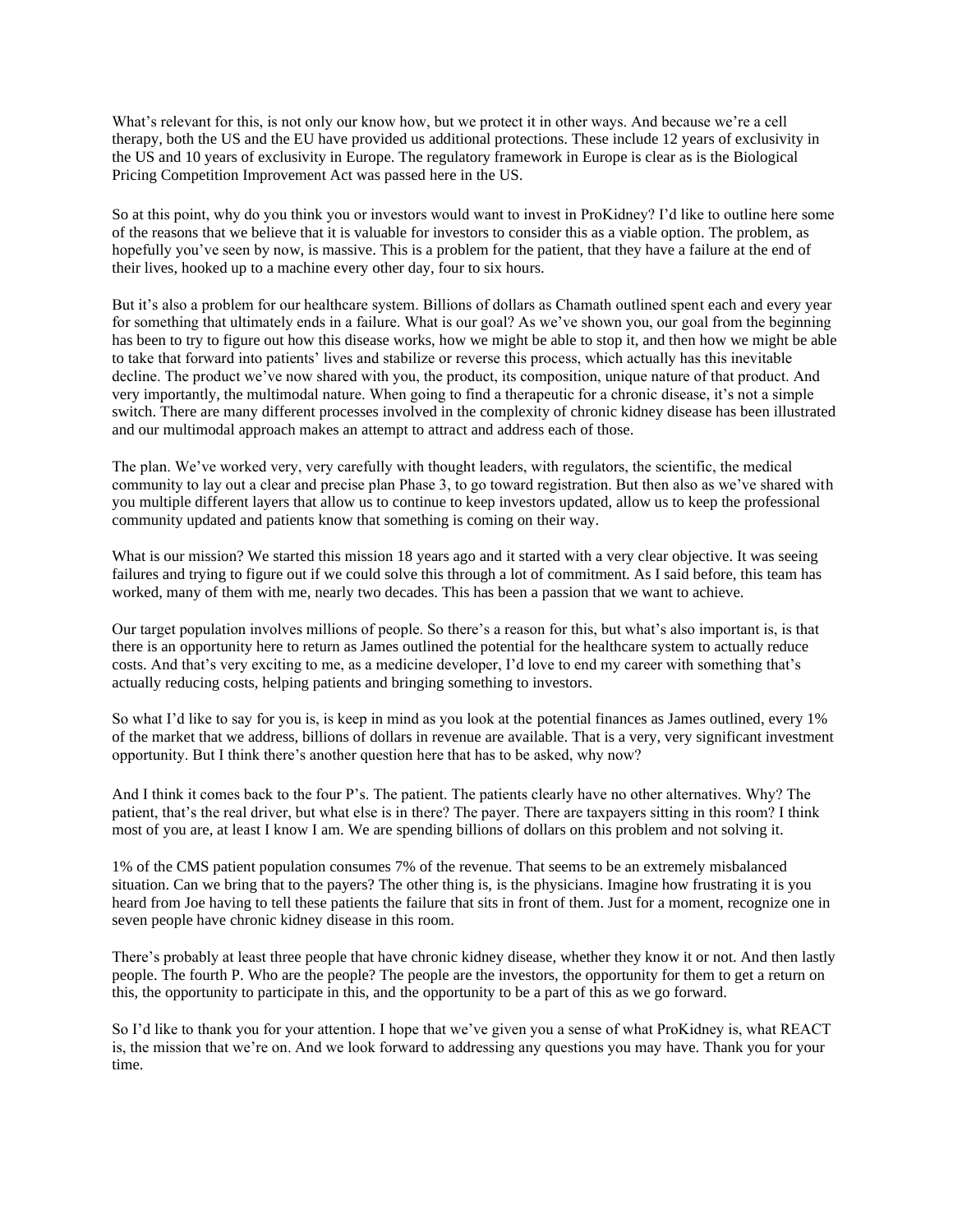What's relevant for this, is not only our know how, but we protect it in other ways. And because we're a cell therapy, both the US and the EU have provided us additional protections. These include 12 years of exclusivity in the US and 10 years of exclusivity in Europe. The regulatory framework in Europe is clear as is the Biological Pricing Competition Improvement Act was passed here in the US.

So at this point, why do you think you or investors would want to invest in ProKidney? I'd like to outline here some of the reasons that we believe that it is valuable for investors to consider this as a viable option. The problem, as hopefully you've seen by now, is massive. This is a problem for the patient, that they have a failure at the end of their lives, hooked up to a machine every other day, four to six hours.

But it's also a problem for our healthcare system. Billions of dollars as Chamath outlined spent each and every year for something that ultimately ends in a failure. What is our goal? As we've shown you, our goal from the beginning has been to try to figure out how this disease works, how we might be able to stop it, and then how we might be able to take that forward into patients' lives and stabilize or reverse this process, which actually has this inevitable decline. The product we've now shared with you, the product, its composition, unique nature of that product. And very importantly, the multimodal nature. When going to find a therapeutic for a chronic disease, it's not a simple switch. There are many different processes involved in the complexity of chronic kidney disease has been illustrated and our multimodal approach makes an attempt to attract and address each of those.

The plan. We've worked very, very carefully with thought leaders, with regulators, the scientific, the medical community to lay out a clear and precise plan Phase 3, to go toward registration. But then also as we've shared with you multiple different layers that allow us to continue to keep investors updated, allow us to keep the professional community updated and patients know that something is coming on their way.

What is our mission? We started this mission 18 years ago and it started with a very clear objective. It was seeing failures and trying to figure out if we could solve this through a lot of commitment. As I said before, this team has worked, many of them with me, nearly two decades. This has been a passion that we want to achieve.

Our target population involves millions of people. So there's a reason for this, but what's also important is, is that there is an opportunity here to return as James outlined the potential for the healthcare system to actually reduce costs. And that's very exciting to me, as a medicine developer, I'd love to end my career with something that's actually reducing costs, helping patients and bringing something to investors.

So what I'd like to say for you is, is keep in mind as you look at the potential finances as James outlined, every 1% of the market that we address, billions of dollars in revenue are available. That is a very, very significant investment opportunity. But I think there's another question here that has to be asked, why now?

And I think it comes back to the four P's. The patient. The patients clearly have no other alternatives. Why? The patient, that's the real driver, but what else is in there? The payer. There are taxpayers sitting in this room? I think most of you are, at least I know I am. We are spending billions of dollars on this problem and not solving it.

1% of the CMS patient population consumes 7% of the revenue. That seems to be an extremely misbalanced situation. Can we bring that to the payers? The other thing is, is the physicians. Imagine how frustrating it is you heard from Joe having to tell these patients the failure that sits in front of them. Just for a moment, recognize one in seven people have chronic kidney disease in this room.

There's probably at least three people that have chronic kidney disease, whether they know it or not. And then lastly people. The fourth P. Who are the people? The people are the investors, the opportunity for them to get a return on this, the opportunity to participate in this, and the opportunity to be a part of this as we go forward.

So I'd like to thank you for your attention. I hope that we've given you a sense of what ProKidney is, what REACT is, the mission that we're on. And we look forward to addressing any questions you may have. Thank you for your time.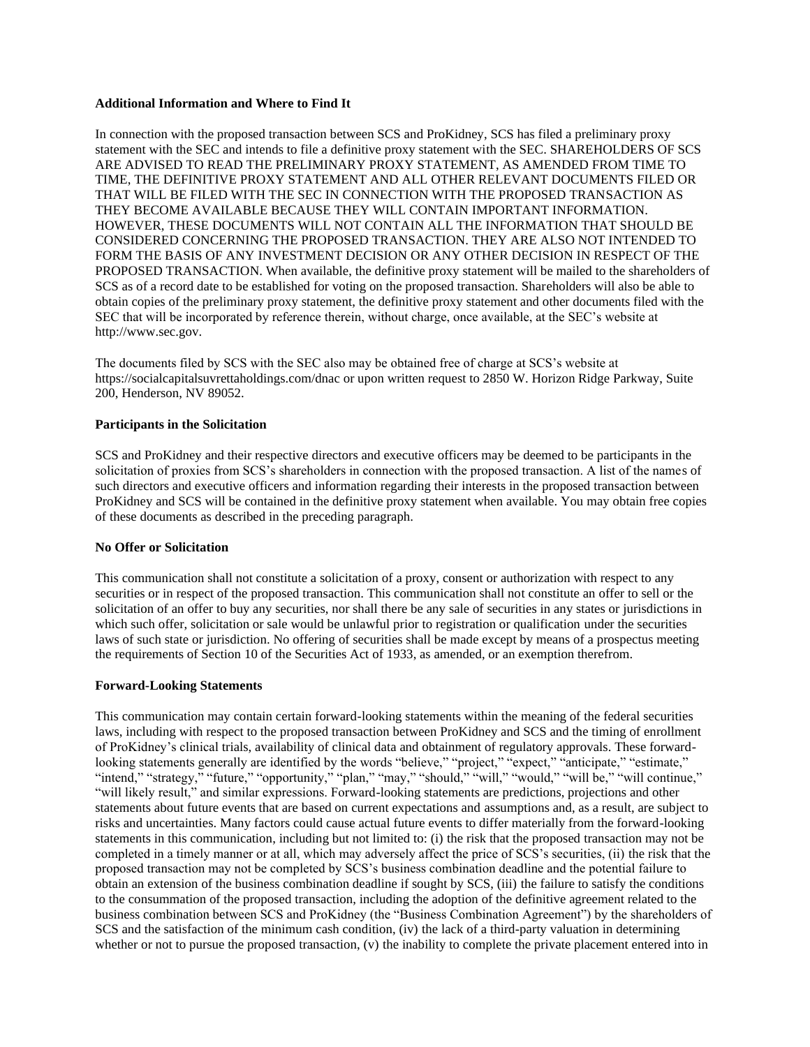**Additional Information and Where to Find It**

In connection with the proposed transaction between SCS and ProKidney, SCS has filed a preliminary proxy statement with the SEC and intends to file a definitive proxy statement with the SEC. SHAREHOLDERS OF SCS ARE ADVISED TO READ THE PRELIMINARY PROXY STATEMENT, AS AMENDED FROM TIME TO TIME, THE DEFINITIVE PROXY STATEMENT AND ALL OTHER RELEVANT DOCUMENTS FILED OR THAT WILL BE FILED WITH THE SEC IN CONNECTION WITH THE PROPOSED TRANSACTION AS THEY BECOME AVAILABLE BECAUSE THEY WILL CONTAIN IMPORTANT INFORMATION. HOWEVER, THESE DOCUMENTS WILL NOT CONTAIN ALL THE INFORMATION THAT SHOULD BE CONSIDERED CONCERNING THE PROPOSED TRANSACTION. THEY ARE ALSO NOT INTENDED TO FORM THE BASIS OF ANY INVESTMENT DECISION OR ANY OTHER DECISION IN RESPECT OF THE PROPOSED TRANSACTION. When available, the definitive proxy statement will be mailed to the shareholders of SCS as of a record date to be established for voting on the proposed transaction. Shareholders will also be able to obtain copies of the preliminary proxy statement, the definitive proxy statement and other documents filed with the SEC that will be incorporated by reference therein, without charge, once available, at the SEC's website at http://www.sec.gov.

The documents filed by SCS with the SEC also may be obtained free of charge at SCS's website at https://socialcapitalsuvrettaholdings.com/dnac or upon written request to 2850 W. Horizon Ridge Parkway, Suite 200, Henderson, NV 89052.

**Participants in the Solicitation**

SCS and ProKidney and their respective directors and executive officers may be deemed to be participants in the solicitation of proxies from SCS's shareholders in connection with the proposed transaction. A list of the names of such directors and executive officers and information regarding their interests in the proposed transaction between ProKidney and SCS will be contained in the definitive proxy statement when available. You may obtain free copies of these documents as described in the preceding paragraph.

**No Offer or Solicitation**

This communication shall not constitute a solicitation of a proxy, consent or authorization with respect to any securities or in respect of the proposed transaction. This communication shall not constitute an offer to sell or the solicitation of an offer to buy any securities, nor shall there be any sale of securities in any states or jurisdictions in which such offer, solicitation or sale would be unlawful prior to registration or qualification under the securities laws of such state or jurisdiction. No offering of securities shall be made except by means of a prospectus meeting the requirements of Section 10 of the Securities Act of 1933, as amended, or an exemption therefrom.

**Forward-Looking Statements**

This communication may contain certain forward-looking statements within the meaning of the federal securities laws, including with respect to the proposed transaction between ProKidney and SCS and the timing of enrollment of ProKidney's clinical trials, availability of clinical data and obtainment of regulatory approvals. These forward-looking statements generally are identified by the words "believe," "project," "expect," "anticipate," "estimate," "intend," "strategy," "future," "opportunity," "plan," "may," "should," "will," "would," "will be," "will continue," "will likely result," and similar expressions. Forward-looking statements are predictions, projections and other statements about future events that are based on current expectations and assumptions and, as a result, are subject to risks and uncertainties. Many factors could cause actual future events to differ materially from the forward-looking statements in this communication, including but not limited to: (i) the risk that the proposed transaction may not be completed in a timely manner or at all, which may adversely affect the price of SCS's securities, (ii) the risk that the proposed transaction may not be completed by SCS's business combination deadline and the potential failure to obtain an extension of the business combination deadline if sought by SCS, (iii) the failure to satisfy the conditions to the consummation of the proposed transaction, including the adoption of the definitive agreement related to the business combination between SCS and ProKidney (the "Business Combination Agreement") by the shareholders of SCS and the satisfaction of the minimum cash condition, (iv) the lack of a third-party valuation in determining whether or not to pursue the proposed transaction, (v) the inability to complete the private placement entered into in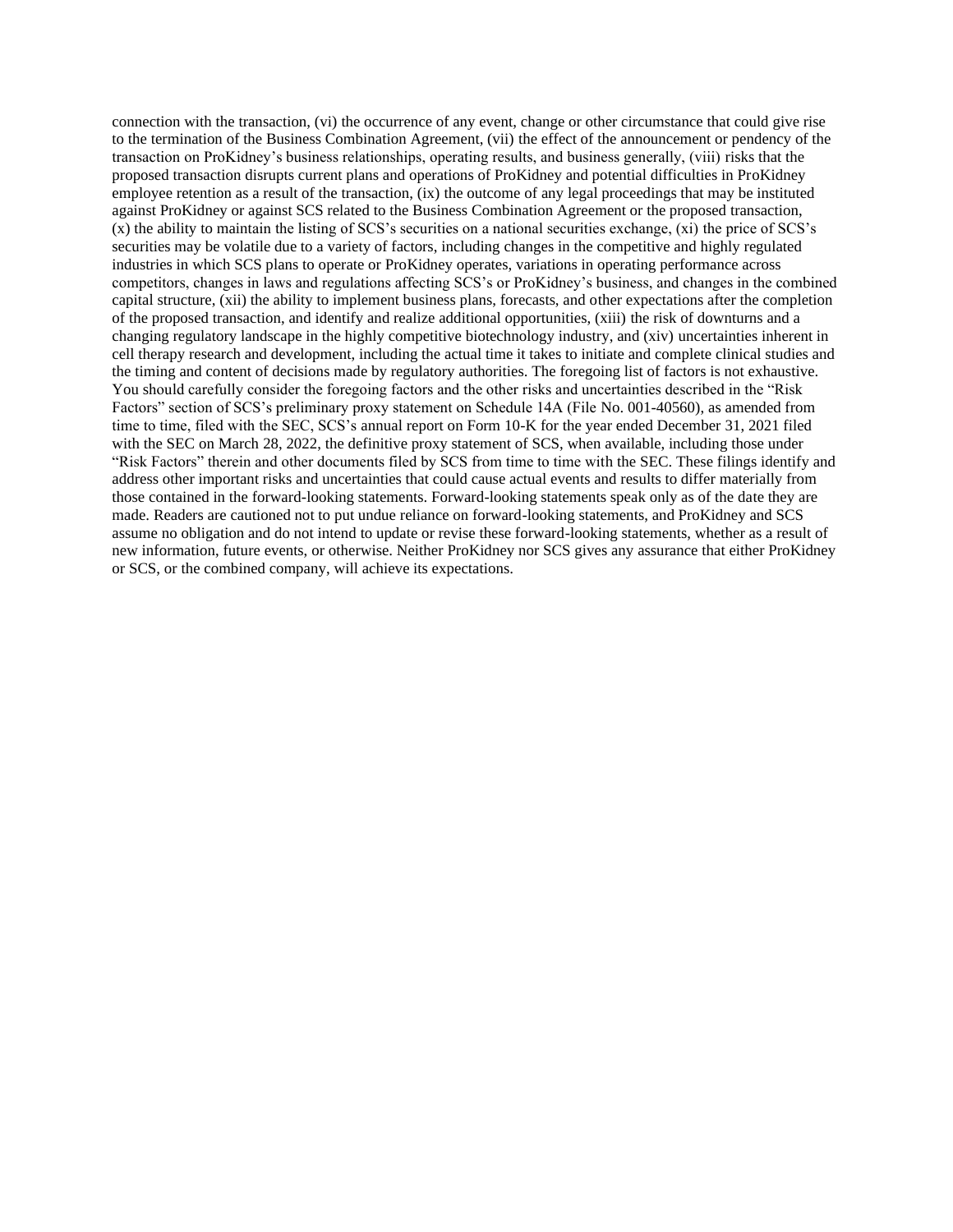connection with the transaction, (vi) the occurrence of any event, change or other circumstance that could give rise to the termination of the Business Combination Agreement, (vii) the effect of the announcement or pendency of the transaction on ProKidney's business relationships, operating results, and business generally, (viii) risks that the proposed transaction disrupts current plans and operations of ProKidney and potential difficulties in ProKidney employee retention as a result of the transaction, (ix) the outcome of any legal proceedings that may be instituted against ProKidney or against SCS related to the Business Combination Agreement or the proposed transaction, (x) the ability to maintain the listing of SCS's securities on a national securities exchange, (xi) the price of SCS's securities may be volatile due to a variety of factors, including changes in the competitive and highly regulated industries in which SCS plans to operate or ProKidney operates, variations in operating performance across competitors, changes in laws and regulations affecting SCS's or ProKidney's business, and changes in the combined capital structure, (xii) the ability to implement business plans, forecasts, and other expectations after the completion of the proposed transaction, and identify and realize additional opportunities, (xiii) the risk of downturns and a changing regulatory landscape in the highly competitive biotechnology industry, and (xiv) uncertainties inherent in cell therapy research and development, including the actual time it takes to initiate and complete clinical studies and the timing and content of decisions made by regulatory authorities. The foregoing list of factors is not exhaustive. You should carefully consider the foregoing factors and the other risks and uncertainties described in the "Risk Factors" section of SCS's preliminary proxy statement on Schedule 14A (File No. 001-40560), as amended from time to time, filed with the SEC, SCS's annual report on Form 10-K for the year ended December 31, 2021 filed with the SEC on March 28, 2022, the definitive proxy statement of SCS, when available, including those under "Risk Factors" therein and other documents filed by SCS from time to time with the SEC. These filings identify and address other important risks and uncertainties that could cause actual events and results to differ materially from those contained in the forward-looking statements. Forward-looking statements speak only as of the date they are made. Readers are cautioned not to put undue reliance on forward-looking statements, and ProKidney and SCS assume no obligation and do not intend to update or revise these forward-looking statements, whether as a result of new information, future events, or otherwise. Neither ProKidney nor SCS gives any assurance that either ProKidney or SCS, or the combined company, will achieve its expectations.